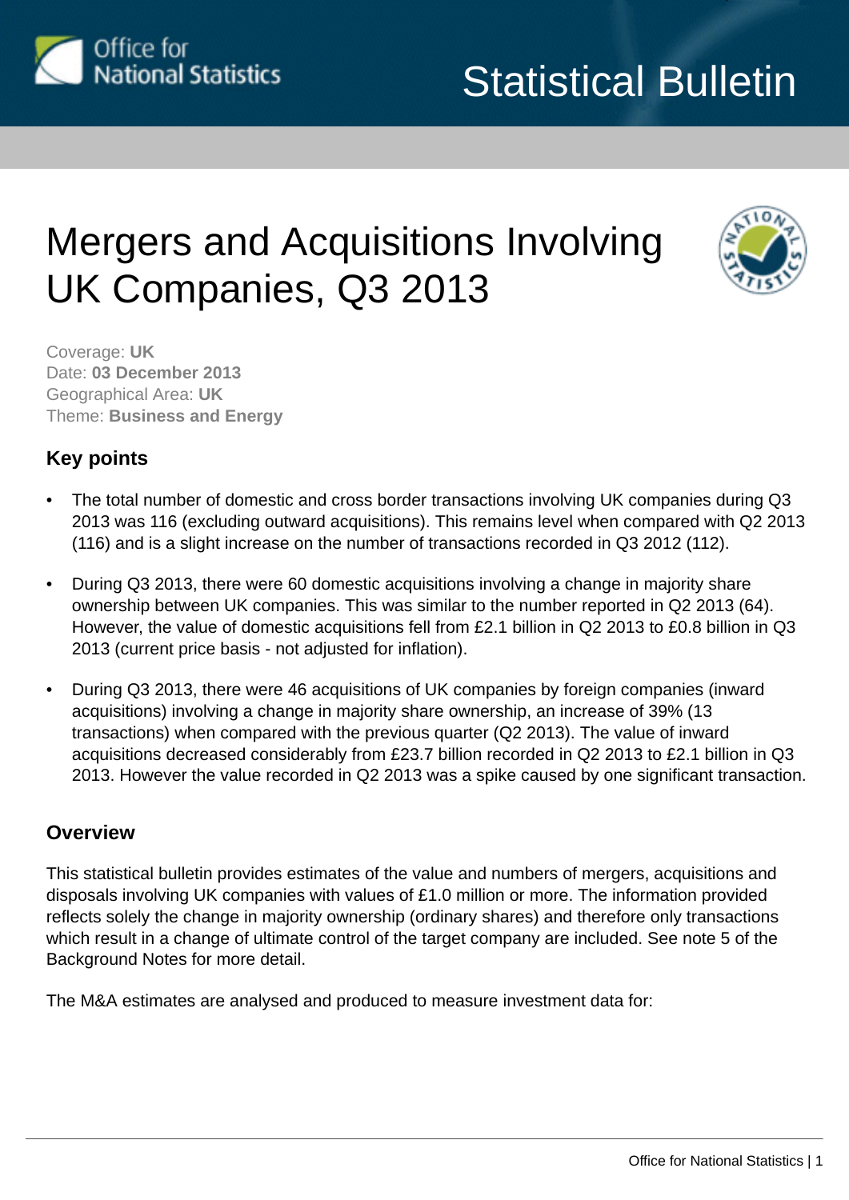Statistical Bulletin

# Mergers and Acquisitions Involving UK Companies, Q3 2013

Coverage: **UK**
Date: **03 December 2013**
Geographical Area: **UK**
Theme: **Business and Energy**

## Key points

- The total number of domestic and cross border transactions involving UK companies during Q3 2013 was 116 (excluding outward acquisitions). This remains level when compared with Q2 2013 (116) and is a slight increase on the number of transactions recorded in Q3 2012 (112).
- During Q3 2013, there were 60 domestic acquisitions involving a change in majority share ownership between UK companies. This was similar to the number reported in Q2 2013 (64). However, the value of domestic acquisitions fell from £2.1 billion in Q2 2013 to £0.8 billion in Q3 2013 (current price basis - not adjusted for inflation).
- During Q3 2013, there were 46 acquisitions of UK companies by foreign companies (inward acquisitions) involving a change in majority share ownership, an increase of 39% (13 transactions) when compared with the previous quarter (Q2 2013). The value of inward acquisitions decreased considerably from £23.7 billion recorded in Q2 2013 to £2.1 billion in Q3 2013. However the value recorded in Q2 2013 was a spike caused by one significant transaction.

## Overview

This statistical bulletin provides estimates of the value and numbers of mergers, acquisitions and disposals involving UK companies with values of £1.0 million or more. The information provided reflects solely the change in majority ownership (ordinary shares) and therefore only transactions which result in a change of ultimate control of the target company are included. See note 5 of the Background Notes for more detail.

The M&A estimates are analysed and produced to measure investment data for: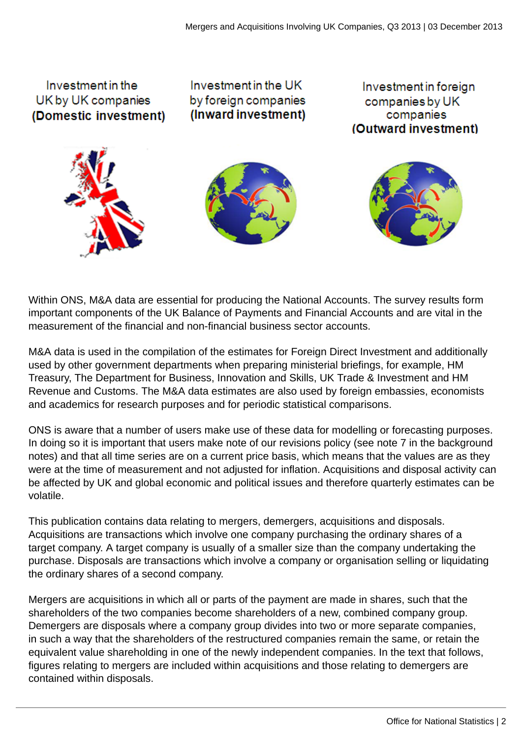Investment in the UK by UK companies **(Domestic investment)**

Investment in the UK by foreign companies **(Inward investment)**

Investment in foreign companies by UK companies **(Outward investment)**

Within ONS, M&A data are essential for producing the National Accounts. The survey results form important components of the UK Balance of Payments and Financial Accounts and are vital in the measurement of the financial and non-financial business sector accounts.

M&A data is used in the compilation of the estimates for Foreign Direct Investment and additionally used by other government departments when preparing ministerial briefings, for example, HM Treasury, The Department for Business, Innovation and Skills, UK Trade & Investment and HM Revenue and Customs. The M&A data estimates are also used by foreign embassies, economists and academics for research purposes and for periodic statistical comparisons.

ONS is aware that a number of users make use of these data for modelling or forecasting purposes. In doing so it is important that users make note of our revisions policy (see note 7 in the background notes) and that all time series are on a current price basis, which means that the values are as they were at the time of measurement and not adjusted for inflation. Acquisitions and disposal activity can be affected by UK and global economic and political issues and therefore quarterly estimates can be volatile.

This publication contains data relating to mergers, demergers, acquisitions and disposals. Acquisitions are transactions which involve one company purchasing the ordinary shares of a target company. A target company is usually of a smaller size than the company undertaking the purchase. Disposals are transactions which involve a company or organisation selling or liquidating the ordinary shares of a second company.

Mergers are acquisitions in which all or parts of the payment are made in shares, such that the shareholders of the two companies become shareholders of a new, combined company group. Demergers are disposals where a company group divides into two or more separate companies, in such a way that the shareholders of the restructured companies remain the same, or retain the equivalent value shareholding in one of the newly independent companies. In the text that follows, figures relating to mergers are included within acquisitions and those relating to demergers are contained within disposals.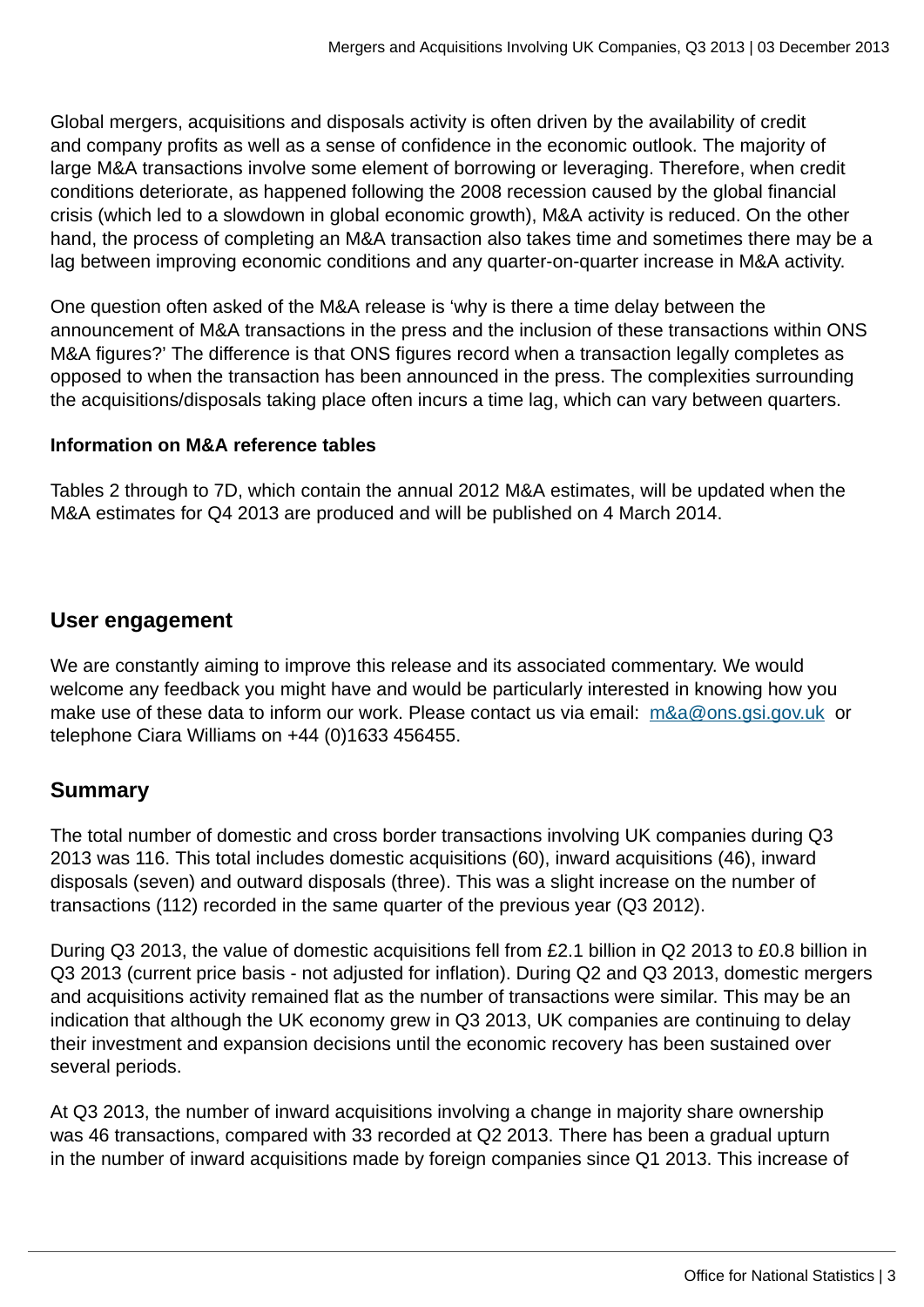Global mergers, acquisitions and disposals activity is often driven by the availability of credit and company profits as well as a sense of confidence in the economic outlook. The majority of large M&A transactions involve some element of borrowing or leveraging. Therefore, when credit conditions deteriorate, as happened following the 2008 recession caused by the global financial crisis (which led to a slowdown in global economic growth), M&A activity is reduced. On the other hand, the process of completing an M&A transaction also takes time and sometimes there may be a lag between improving economic conditions and any quarter-on-quarter increase in M&A activity.

One question often asked of the M&A release is 'why is there a time delay between the announcement of M&A transactions in the press and the inclusion of these transactions within ONS M&A figures?' The difference is that ONS figures record when a transaction legally completes as opposed to when the transaction has been announced in the press. The complexities surrounding the acquisitions/disposals taking place often incurs a time lag, which can vary between quarters.

**Information on M&A reference tables**

Tables 2 through to 7D, which contain the annual 2012 M&A estimates, will be updated when the M&A estimates for Q4 2013 are produced and will be published on 4 March 2014.

## User engagement

We are constantly aiming to improve this release and its associated commentary. We would welcome any feedback you might have and would be particularly interested in knowing how you make use of these data to inform our work. Please contact us via email: m&a@ons.gsi.gov.uk or telephone Ciara Williams on +44 (0)1633 456455.

## Summary

The total number of domestic and cross border transactions involving UK companies during Q3 2013 was 116. This total includes domestic acquisitions (60), inward acquisitions (46), inward disposals (seven) and outward disposals (three). This was a slight increase on the number of transactions (112) recorded in the same quarter of the previous year (Q3 2012).

During Q3 2013, the value of domestic acquisitions fell from £2.1 billion in Q2 2013 to £0.8 billion in Q3 2013 (current price basis - not adjusted for inflation). During Q2 and Q3 2013, domestic mergers and acquisitions activity remained flat as the number of transactions were similar. This may be an indication that although the UK economy grew in Q3 2013, UK companies are continuing to delay their investment and expansion decisions until the economic recovery has been sustained over several periods.

At Q3 2013, the number of inward acquisitions involving a change in majority share ownership was 46 transactions, compared with 33 recorded at Q2 2013. There has been a gradual upturn in the number of inward acquisitions made by foreign companies since Q1 2013. This increase of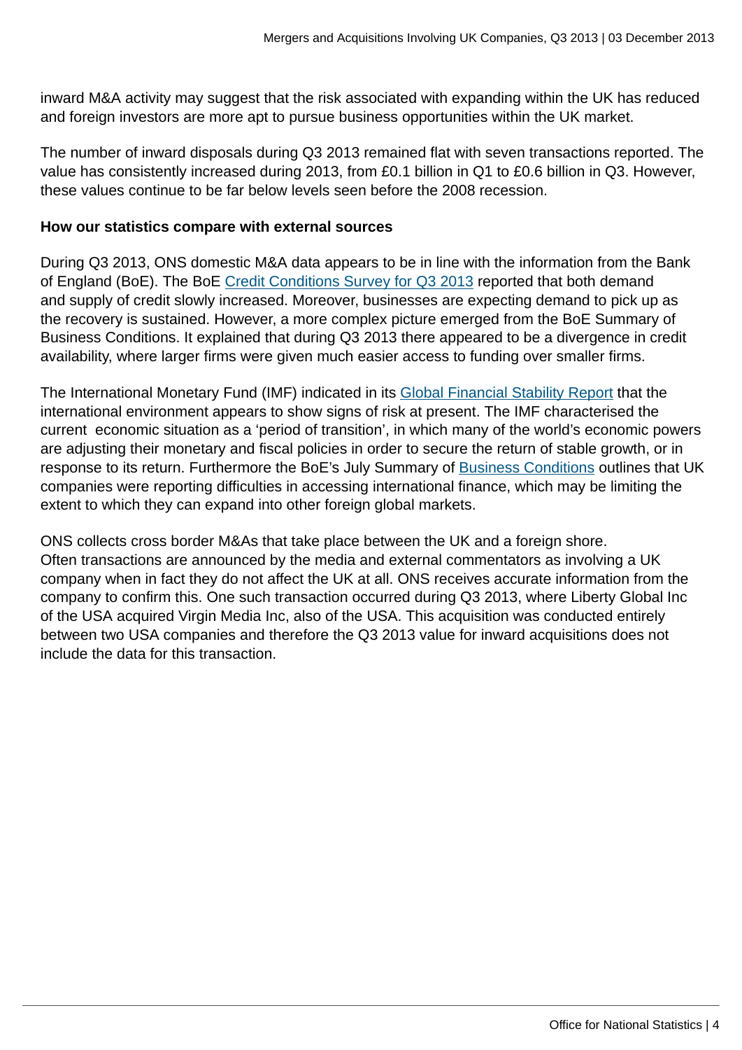inward M&A activity may suggest that the risk associated with expanding within the UK has reduced and foreign investors are more apt to pursue business opportunities within the UK market.

The number of inward disposals during Q3 2013 remained flat with seven transactions reported. The value has consistently increased during 2013, from £0.1 billion in Q1 to £0.6 billion in Q3. However, these values continue to be far below levels seen before the 2008 recession.

**How our statistics compare with external sources**

During Q3 2013, ONS domestic M&A data appears to be in line with the information from the Bank of England (BoE). The BoE Credit Conditions Survey for Q3 2013 reported that both demand and supply of credit slowly increased. Moreover, businesses are expecting demand to pick up as the recovery is sustained. However, a more complex picture emerged from the BoE Summary of Business Conditions. It explained that during Q3 2013 there appeared to be a divergence in credit availability, where larger firms were given much easier access to funding over smaller firms.

The International Monetary Fund (IMF) indicated in its Global Financial Stability Report that the international environment appears to show signs of risk at present. The IMF characterised the current economic situation as a 'period of transition', in which many of the world's economic powers are adjusting their monetary and fiscal policies in order to secure the return of stable growth, or in response to its return. Furthermore the BoE's July Summary of Business Conditions outlines that UK companies were reporting difficulties in accessing international finance, which may be limiting the extent to which they can expand into other foreign global markets.

ONS collects cross border M&As that take place between the UK and a foreign shore. Often transactions are announced by the media and external commentators as involving a UK company when in fact they do not affect the UK at all. ONS receives accurate information from the company to confirm this. One such transaction occurred during Q3 2013, where Liberty Global Inc of the USA acquired Virgin Media Inc, also of the USA. This acquisition was conducted entirely between two USA companies and therefore the Q3 2013 value for inward acquisitions does not include the data for this transaction.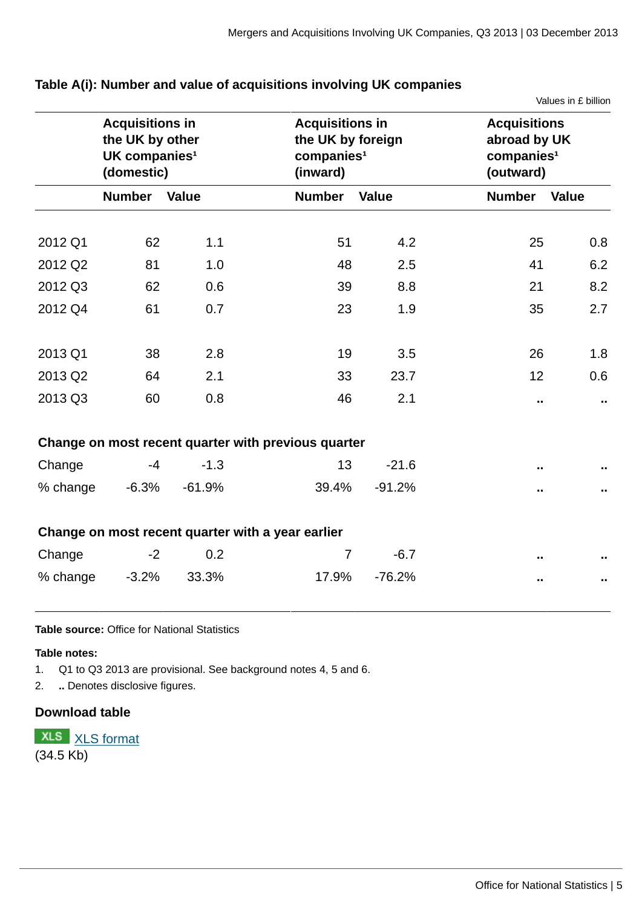**Table A(i): Number and value of acquisitions involving UK companies**

Values in £ billion

| | Acquisitions in the UK by other UK companies[1] (domestic) | | Acquisitions in the UK by foreign companies[1] (inward) | | Acquisitions abroad by UK companies[1] (outward) | |
|---|---|---|---|---|---|---|
| | Number | Value | Number | Value | Number | Value |
| 2012 Q1 | 62 | 1.1 | 51 | 4.2 | 25 | 0.8 |
| 2012 Q2 | 81 | 1.0 | 48 | 2.5 | 41 | 6.2 |
| 2012 Q3 | 62 | 0.6 | 39 | 8.8 | 21 | 8.2 |
| 2012 Q4 | 61 | 0.7 | 23 | 1.9 | 35 | 2.7 |
| 2013 Q1 | 38 | 2.8 | 19 | 3.5 | 26 | 1.8 |
| 2013 Q2 | 64 | 2.1 | 33 | 23.7 | 12 | 0.6 |
| 2013 Q3 | 60 | 0.8 | 46 | 2.1 | .. | .. |
| **Change on most recent quarter with previous quarter** | | | | | | |
| Change | -4 | -1.3 | 13 | -21.6 | .. | .. |
| % change | -6.3% | -61.9% | 39.4% | -91.2% | .. | .. |
| **Change on most recent quarter with a year earlier** | | | | | | |
| Change | -2 | 0.2 | 7 | -6.7 | .. | .. |
| % change | -3.2% | 33.3% | 17.9% | -76.2% | .. | .. |

**Table source:** Office for National Statistics

**Table notes:**

1. Q1 to Q3 2013 are provisional. See background notes 4, 5 and 6.
2. **..** Denotes disclosive figures.

**Download table**

XLS XLS format
(34.5 Kb)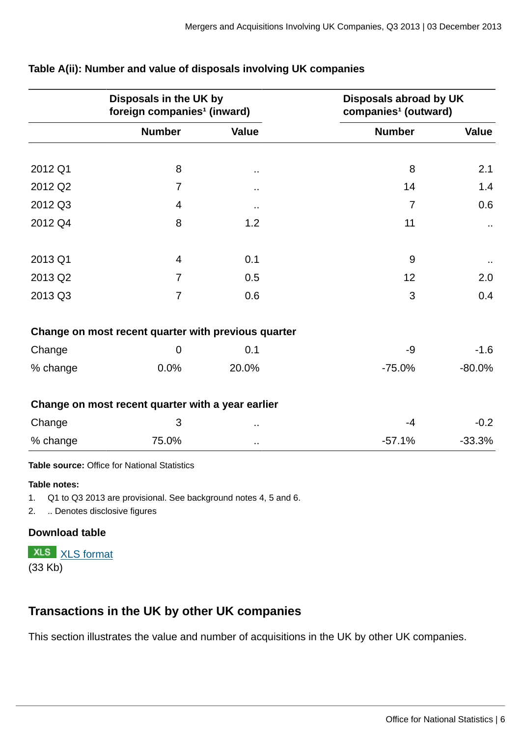### Table A(ii): Number and value of disposals involving UK companies

| | Disposals in the UK by foreign companies[1] (inward) | | Disposals abroad by UK companies[1] (outward) | |
|---|---|---|---|---|
| | Number | Value | Number | Value |
| 2012 Q1 | 8 | .. | 8 | 2.1 |
| 2012 Q2 | 7 | .. | 14 | 1.4 |
| 2012 Q3 | 4 | .. | 7 | 0.6 |
| 2012 Q4 | 8 | 1.2 | 11 | .. |
| 2013 Q1 | 4 | 0.1 | 9 | .. |
| 2013 Q2 | 7 | 0.5 | 12 | 2.0 |
| 2013 Q3 | 7 | 0.6 | 3 | 0.4 |
| **Change on most recent quarter with previous quarter** | | | | |
| Change | 0 | 0.1 | -9 | -1.6 |
| % change | 0.0% | 20.0% | -75.0% | -80.0% |
| **Change on most recent quarter with a year earlier** | | | | |
| Change | 3 | .. | -4 | -0.2 |
| % change | 75.0% | .. | -57.1% | -33.3% |

**Table source:** Office for National Statistics

**Table notes:**

1. Q1 to Q3 2013 are provisional. See background notes 4, 5 and 6.
2. .. Denotes disclosive figures

**Download table**

XLS XLS format
(33 Kb)

## Transactions in the UK by other UK companies

This section illustrates the value and number of acquisitions in the UK by other UK companies.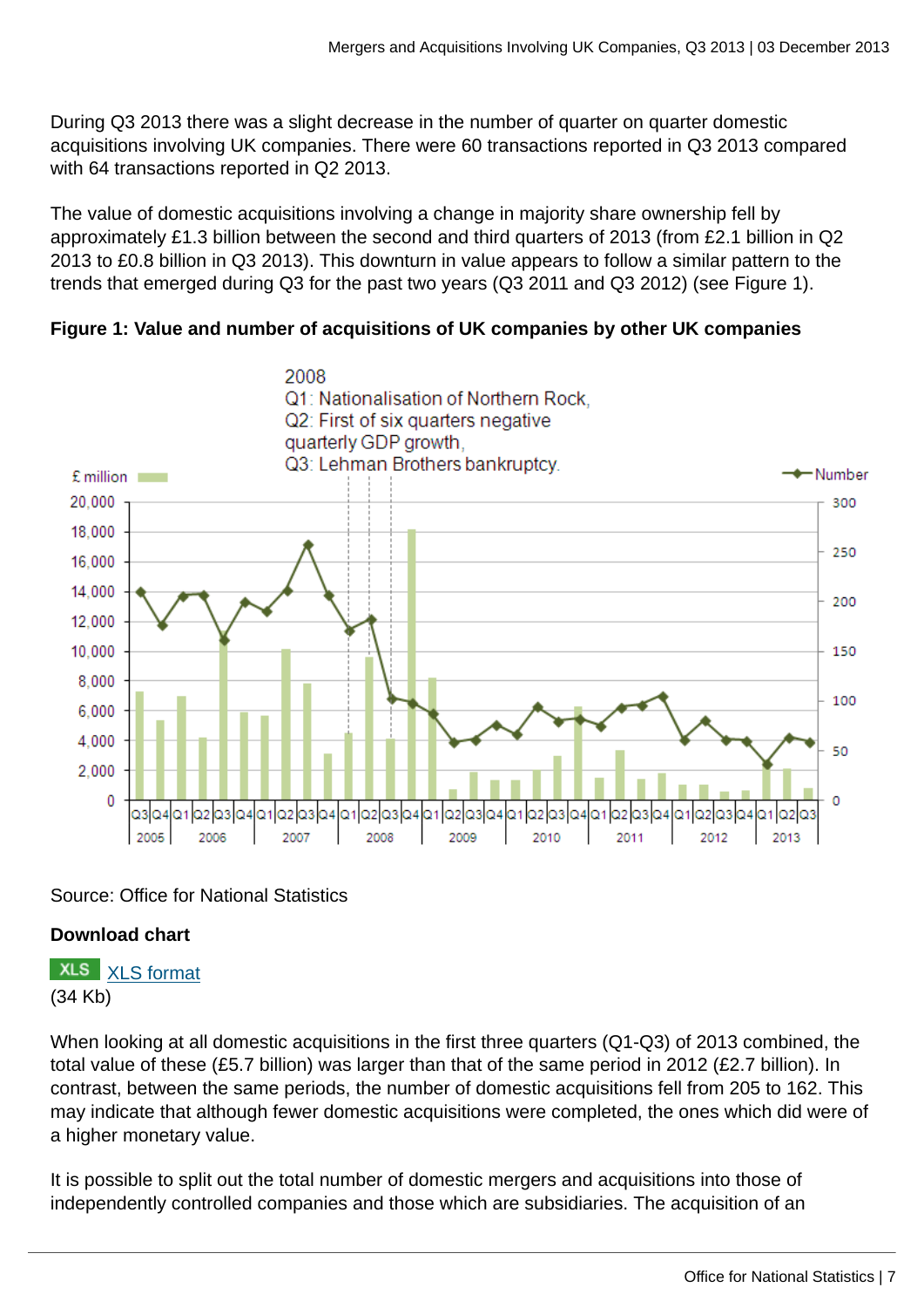During Q3 2013 there was a slight decrease in the number of quarter on quarter domestic acquisitions involving UK companies. There were 60 transactions reported in Q3 2013 compared with 64 transactions reported in Q2 2013.

The value of domestic acquisitions involving a change in majority share ownership fell by approximately £1.3 billion between the second and third quarters of 2013 (from £2.1 billion in Q2 2013 to £0.8 billion in Q3 2013). This downturn in value appears to follow a similar pattern to the trends that emerged during Q3 for the past two years (Q3 2011 and Q3 2012) (see Figure 1).

**Figure 1: Value and number of acquisitions of UK companies by other UK companies**

Source: Office for National Statistics

**Download chart**

XLS format
(34 Kb)

When looking at all domestic acquisitions in the first three quarters (Q1-Q3) of 2013 combined, the total value of these (£5.7 billion) was larger than that of the same period in 2012 (£2.7 billion). In contrast, between the same periods, the number of domestic acquisitions fell from 205 to 162. This may indicate that although fewer domestic acquisitions were completed, the ones which did were of a higher monetary value.

It is possible to split out the total number of domestic mergers and acquisitions into those of independently controlled companies and those which are subsidiaries. The acquisition of an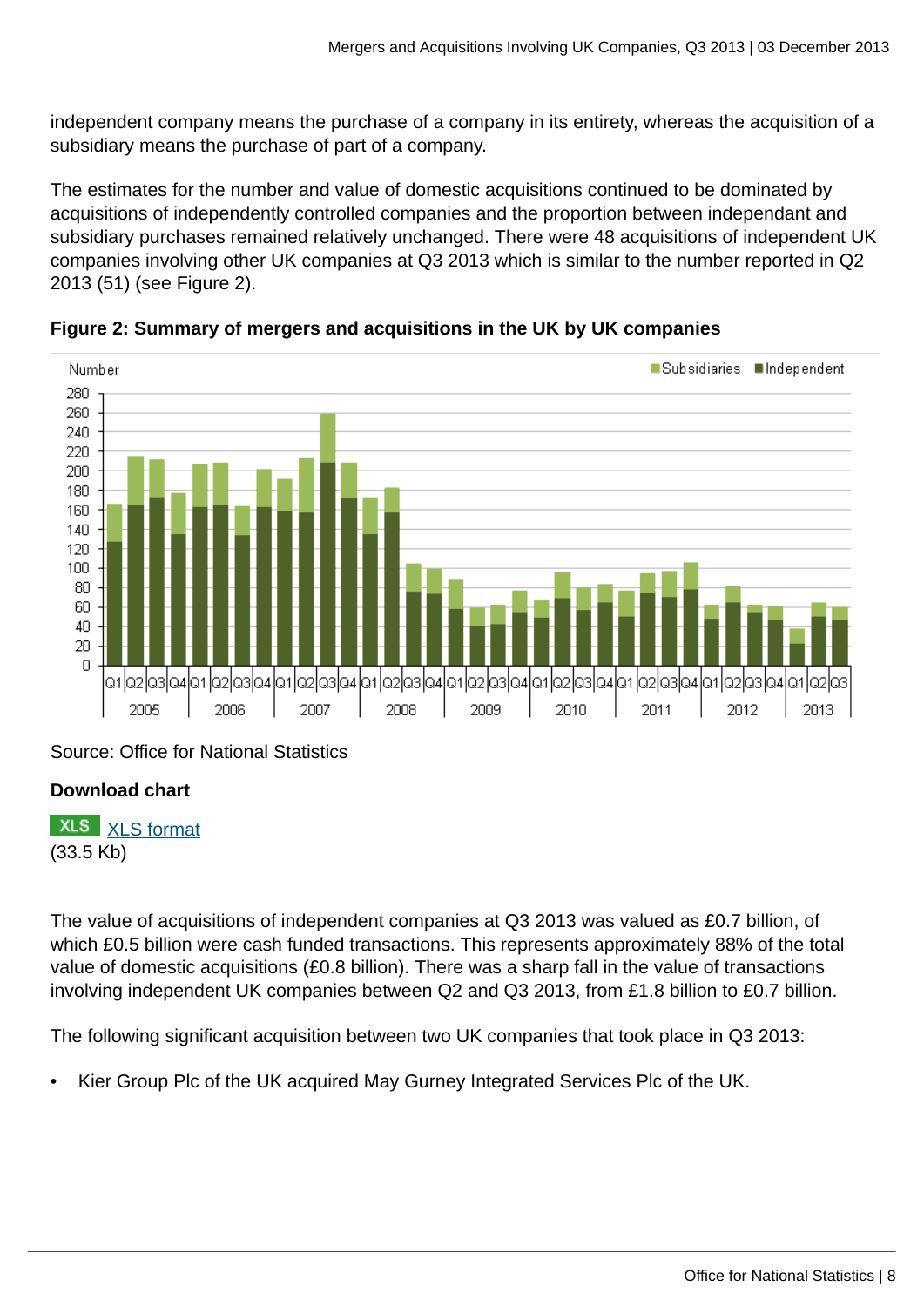independent company means the purchase of a company in its entirety, whereas the acquisition of a subsidiary means the purchase of part of a company.

The estimates for the number and value of domestic acquisitions continued to be dominated by acquisitions of independently controlled companies and the proportion between independant and subsidiary purchases remained relatively unchanged. There were 48 acquisitions of independent UK companies involving other UK companies at Q3 2013 which is similar to the number reported in Q2 2013 (51) (see Figure 2).

**Figure 2: Summary of mergers and acquisitions in the UK by UK companies**

Source: Office for National Statistics

**Download chart**

XLS [XLS format](#)
(33.5 Kb)

The value of acquisitions of independent companies at Q3 2013 was valued as £0.7 billion, of which £0.5 billion were cash funded transactions. This represents approximately 88% of the total value of domestic acquisitions (£0.8 billion). There was a sharp fall in the value of transactions involving independent UK companies between Q2 and Q3 2013, from £1.8 billion to £0.7 billion.

The following significant acquisition between two UK companies that took place in Q3 2013:

- Kier Group Plc of the UK acquired May Gurney Integrated Services Plc of the UK.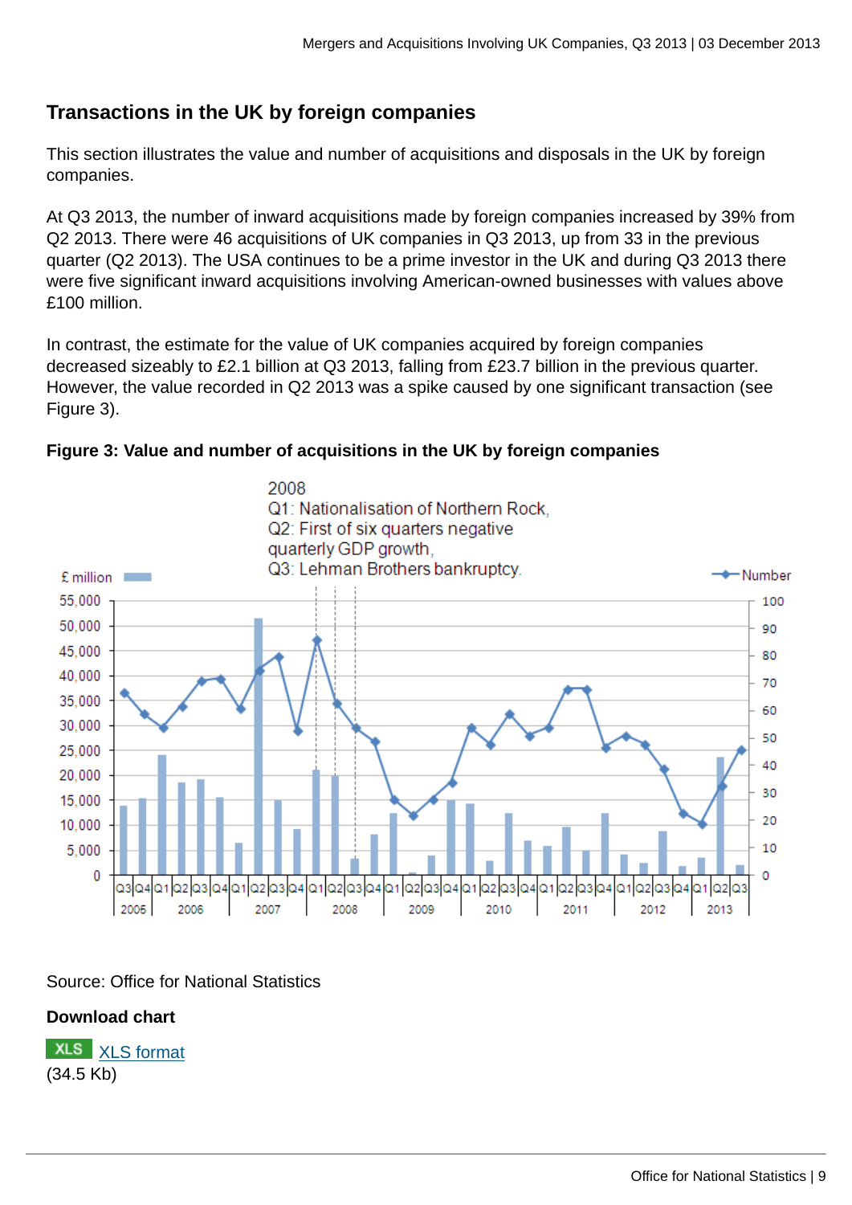## Transactions in the UK by foreign companies

This section illustrates the value and number of acquisitions and disposals in the UK by foreign companies.

At Q3 2013, the number of inward acquisitions made by foreign companies increased by 39% from Q2 2013. There were 46 acquisitions of UK companies in Q3 2013, up from 33 in the previous quarter (Q2 2013). The USA continues to be a prime investor in the UK and during Q3 2013 there were five significant inward acquisitions involving American-owned businesses with values above £100 million.

In contrast, the estimate for the value of UK companies acquired by foreign companies decreased sizeably to £2.1 billion at Q3 2013, falling from £23.7 billion in the previous quarter. However, the value recorded in Q2 2013 was a spike caused by one significant transaction (see Figure 3).

**Figure 3: Value and number of acquisitions in the UK by foreign companies**

2008
Q1: Nationalisation of Northern Rock,
Q2: First of six quarters negative quarterly GDP growth,
Q3: Lehman Brothers bankruptcy.

Source: Office for National Statistics

**Download chart**

XLS [XLS format](#)
(34.5 Kb)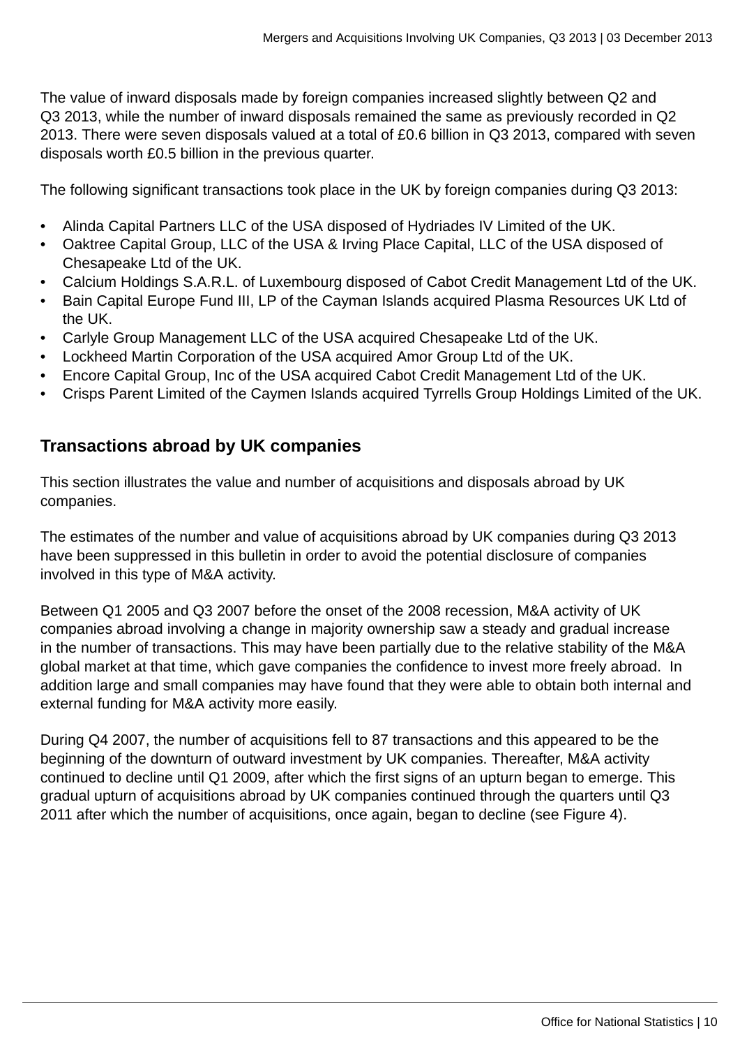The value of inward disposals made by foreign companies increased slightly between Q2 and Q3 2013, while the number of inward disposals remained the same as previously recorded in Q2 2013. There were seven disposals valued at a total of £0.6 billion in Q3 2013, compared with seven disposals worth £0.5 billion in the previous quarter.

The following significant transactions took place in the UK by foreign companies during Q3 2013:

- Alinda Capital Partners LLC of the USA disposed of Hydriades IV Limited of the UK.
- Oaktree Capital Group, LLC of the USA & Irving Place Capital, LLC of the USA disposed of Chesapeake Ltd of the UK.
- Calcium Holdings S.A.R.L. of Luxembourg disposed of Cabot Credit Management Ltd of the UK.
- Bain Capital Europe Fund III, LP of the Cayman Islands acquired Plasma Resources UK Ltd of the UK.
- Carlyle Group Management LLC of the USA acquired Chesapeake Ltd of the UK.
- Lockheed Martin Corporation of the USA acquired Amor Group Ltd of the UK.
- Encore Capital Group, Inc of the USA acquired Cabot Credit Management Ltd of the UK.
- Crisps Parent Limited of the Caymen Islands acquired Tyrrells Group Holdings Limited of the UK.

## Transactions abroad by UK companies

This section illustrates the value and number of acquisitions and disposals abroad by UK companies.

The estimates of the number and value of acquisitions abroad by UK companies during Q3 2013 have been suppressed in this bulletin in order to avoid the potential disclosure of companies involved in this type of M&A activity.

Between Q1 2005 and Q3 2007 before the onset of the 2008 recession, M&A activity of UK companies abroad involving a change in majority ownership saw a steady and gradual increase in the number of transactions. This may have been partially due to the relative stability of the M&A global market at that time, which gave companies the confidence to invest more freely abroad. In addition large and small companies may have found that they were able to obtain both internal and external funding for M&A activity more easily.

During Q4 2007, the number of acquisitions fell to 87 transactions and this appeared to be the beginning of the downturn of outward investment by UK companies. Thereafter, M&A activity continued to decline until Q1 2009, after which the first signs of an upturn began to emerge. This gradual upturn of acquisitions abroad by UK companies continued through the quarters until Q3 2011 after which the number of acquisitions, once again, began to decline (see Figure 4).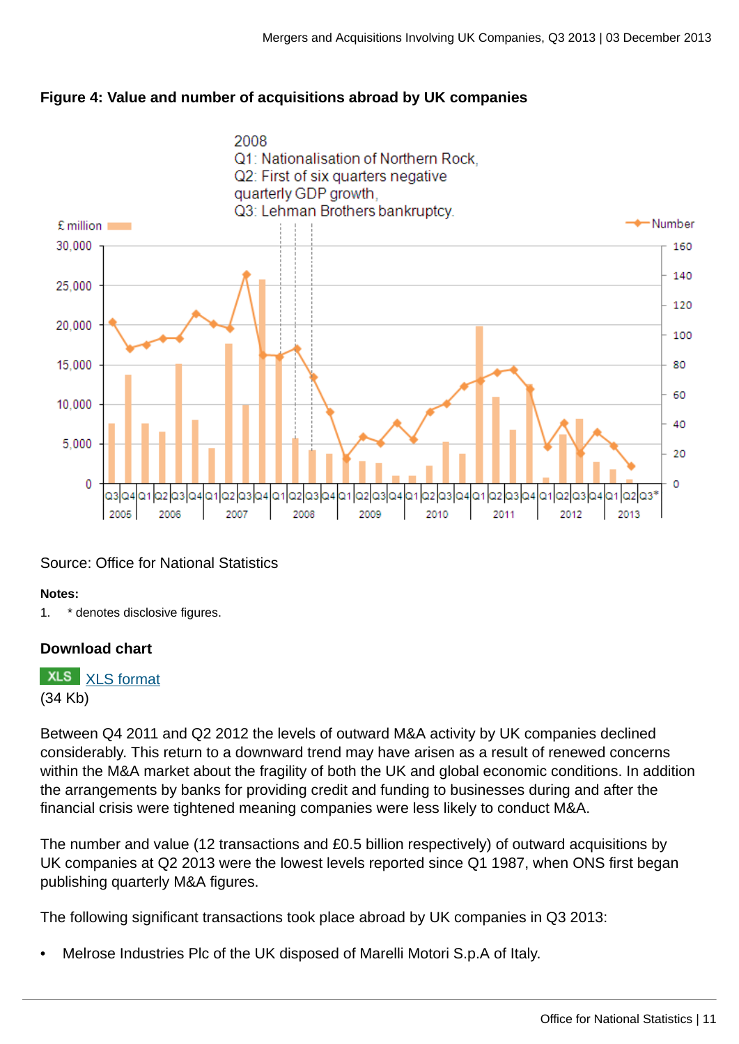**Figure 4: Value and number of acquisitions abroad by UK companies**

Source: Office for National Statistics

**Notes:**

1. * denotes disclosive figures.

**Download chart**

XLS [XLS format](#)
(34 Kb)

Between Q4 2011 and Q2 2012 the levels of outward M&A activity by UK companies declined considerably. This return to a downward trend may have arisen as a result of renewed concerns within the M&A market about the fragility of both the UK and global economic conditions. In addition the arrangements by banks for providing credit and funding to businesses during and after the financial crisis were tightened meaning companies were less likely to conduct M&A.

The number and value (12 transactions and £0.5 billion respectively) of outward acquisitions by UK companies at Q2 2013 were the lowest levels reported since Q1 1987, when ONS first began publishing quarterly M&A figures.

The following significant transactions took place abroad by UK companies in Q3 2013:

- Melrose Industries Plc of the UK disposed of Marelli Motori S.p.A of Italy.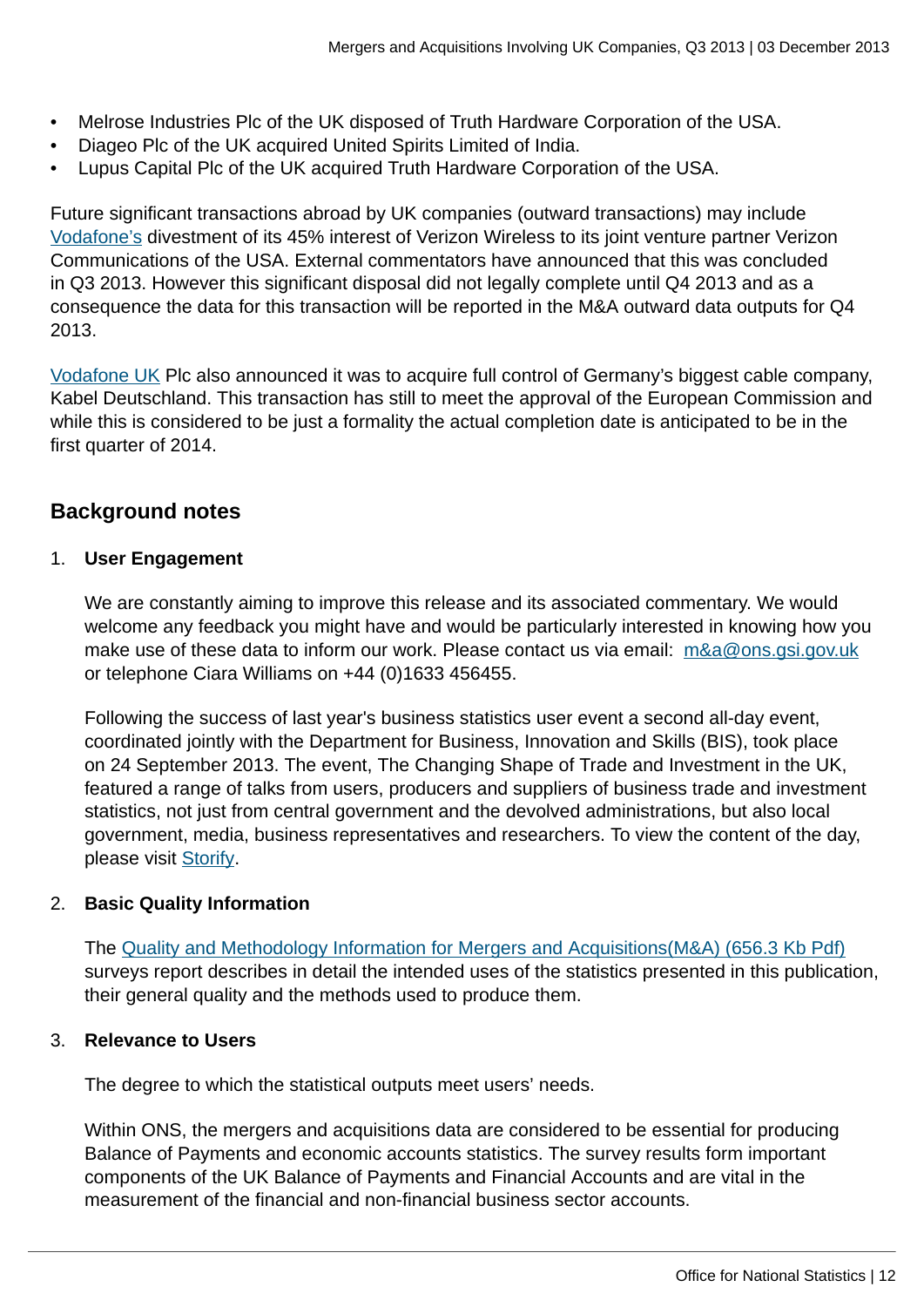- Melrose Industries Plc of the UK disposed of Truth Hardware Corporation of the USA.
- Diageo Plc of the UK acquired United Spirits Limited of India.
- Lupus Capital Plc of the UK acquired Truth Hardware Corporation of the USA.

Future significant transactions abroad by UK companies (outward transactions) may include Vodafone's divestment of its 45% interest of Verizon Wireless to its joint venture partner Verizon Communications of the USA. External commentators have announced that this was concluded in Q3 2013. However this significant disposal did not legally complete until Q4 2013 and as a consequence the data for this transaction will be reported in the M&A outward data outputs for Q4 2013.

Vodafone UK Plc also announced it was to acquire full control of Germany's biggest cable company, Kabel Deutschland. This transaction has still to meet the approval of the European Commission and while this is considered to be just a formality the actual completion date is anticipated to be in the first quarter of 2014.

## Background notes

1. **User Engagement**

   We are constantly aiming to improve this release and its associated commentary. We would welcome any feedback you might have and would be particularly interested in knowing how you make use of these data to inform our work. Please contact us via email: m&a@ons.gsi.gov.uk or telephone Ciara Williams on +44 (0)1633 456455.

   Following the success of last year's business statistics user event a second all-day event, coordinated jointly with the Department for Business, Innovation and Skills (BIS), took place on 24 September 2013. The event, The Changing Shape of Trade and Investment in the UK, featured a range of talks from users, producers and suppliers of business trade and investment statistics, not just from central government and the devolved administrations, but also local government, media, business representatives and researchers. To view the content of the day, please visit Storify.

2. **Basic Quality Information**

   The Quality and Methodology Information for Mergers and Acquisitions(M&A) (656.3 Kb Pdf) surveys report describes in detail the intended uses of the statistics presented in this publication, their general quality and the methods used to produce them.

3. **Relevance to Users**

   The degree to which the statistical outputs meet users' needs.

   Within ONS, the mergers and acquisitions data are considered to be essential for producing Balance of Payments and economic accounts statistics. The survey results form important components of the UK Balance of Payments and Financial Accounts and are vital in the measurement of the financial and non-financial business sector accounts.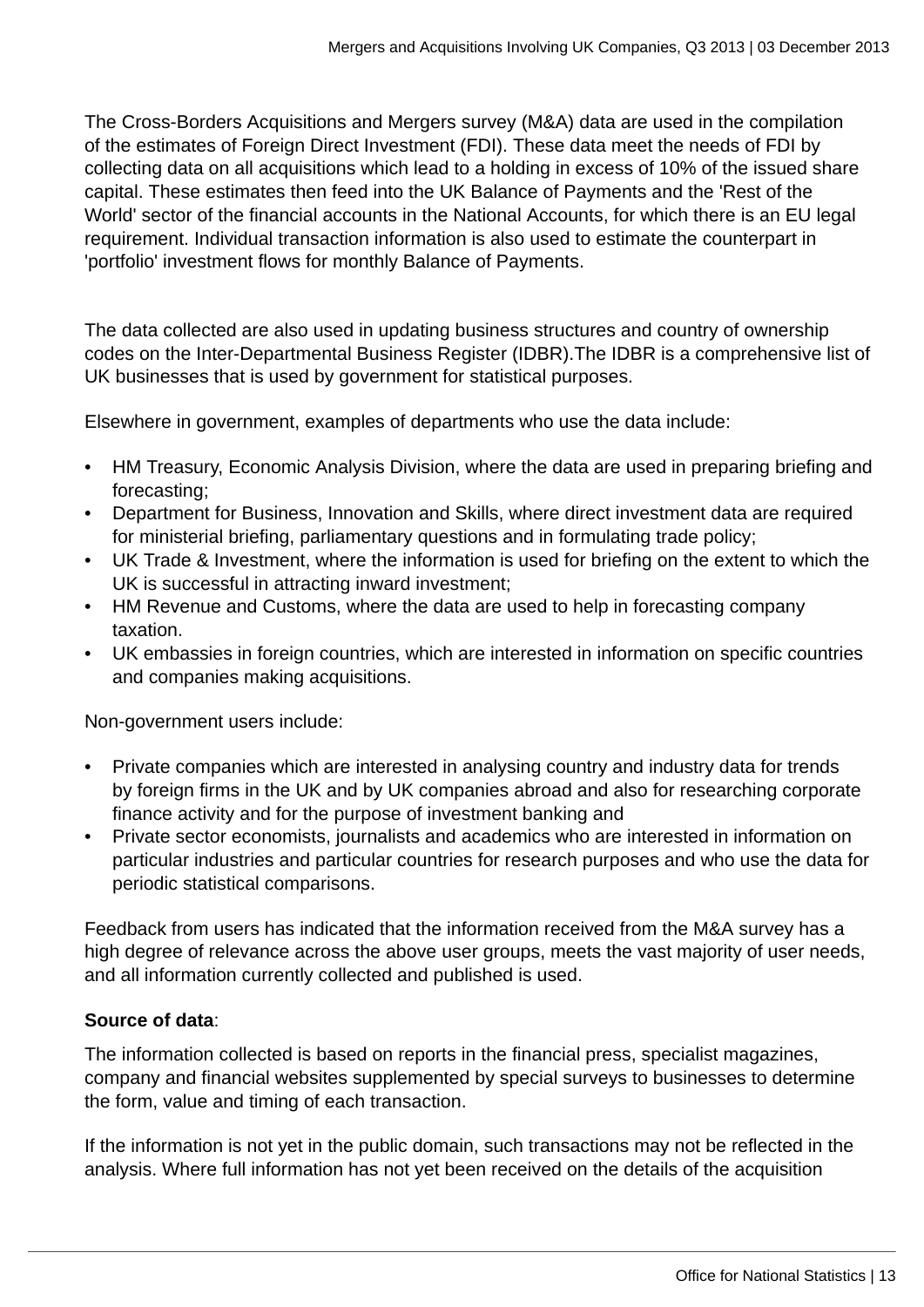The Cross-Borders Acquisitions and Mergers survey (M&A) data are used in the compilation of the estimates of Foreign Direct Investment (FDI). These data meet the needs of FDI by collecting data on all acquisitions which lead to a holding in excess of 10% of the issued share capital. These estimates then feed into the UK Balance of Payments and the 'Rest of the World' sector of the financial accounts in the National Accounts, for which there is an EU legal requirement. Individual transaction information is also used to estimate the counterpart in 'portfolio' investment flows for monthly Balance of Payments.

The data collected are also used in updating business structures and country of ownership codes on the Inter-Departmental Business Register (IDBR).The IDBR is a comprehensive list of UK businesses that is used by government for statistical purposes.

Elsewhere in government, examples of departments who use the data include:

- HM Treasury, Economic Analysis Division, where the data are used in preparing briefing and forecasting;
- Department for Business, Innovation and Skills, where direct investment data are required for ministerial briefing, parliamentary questions and in formulating trade policy;
- UK Trade & Investment, where the information is used for briefing on the extent to which the UK is successful in attracting inward investment;
- HM Revenue and Customs, where the data are used to help in forecasting company taxation.
- UK embassies in foreign countries, which are interested in information on specific countries and companies making acquisitions.

Non-government users include:

- Private companies which are interested in analysing country and industry data for trends by foreign firms in the UK and by UK companies abroad and also for researching corporate finance activity and for the purpose of investment banking and
- Private sector economists, journalists and academics who are interested in information on particular industries and particular countries for research purposes and who use the data for periodic statistical comparisons.

Feedback from users has indicated that the information received from the M&A survey has a high degree of relevance across the above user groups, meets the vast majority of user needs, and all information currently collected and published is used.

**Source of data**:

The information collected is based on reports in the financial press, specialist magazines, company and financial websites supplemented by special surveys to businesses to determine the form, value and timing of each transaction.

If the information is not yet in the public domain, such transactions may not be reflected in the analysis. Where full information has not yet been received on the details of the acquisition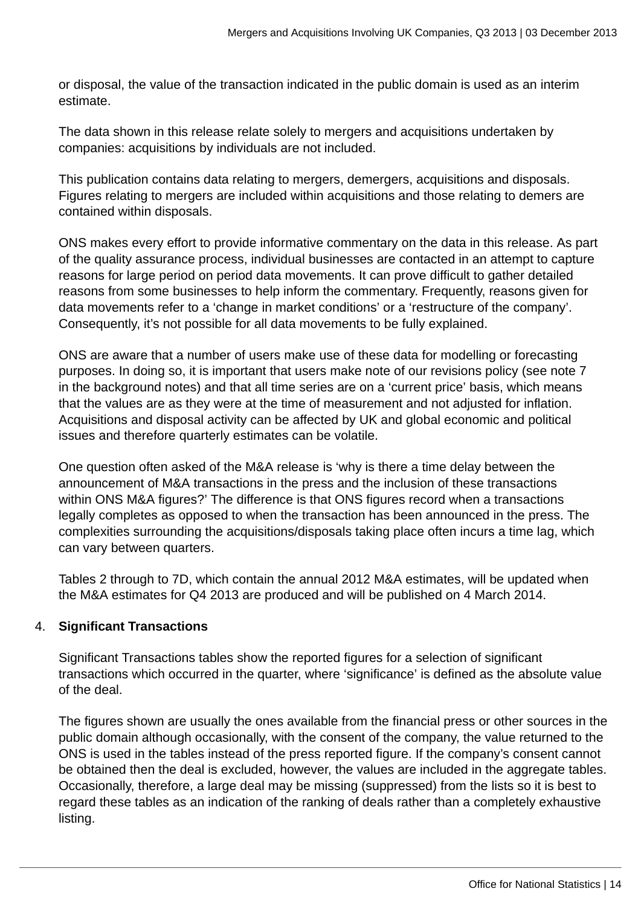or disposal, the value of the transaction indicated in the public domain is used as an interim estimate.

The data shown in this release relate solely to mergers and acquisitions undertaken by companies: acquisitions by individuals are not included.

This publication contains data relating to mergers, demergers, acquisitions and disposals. Figures relating to mergers are included within acquisitions and those relating to demers are contained within disposals.

ONS makes every effort to provide informative commentary on the data in this release. As part of the quality assurance process, individual businesses are contacted in an attempt to capture reasons for large period on period data movements. It can prove difficult to gather detailed reasons from some businesses to help inform the commentary. Frequently, reasons given for data movements refer to a 'change in market conditions' or a 'restructure of the company'. Consequently, it's not possible for all data movements to be fully explained.

ONS are aware that a number of users make use of these data for modelling or forecasting purposes. In doing so, it is important that users make note of our revisions policy (see note 7 in the background notes) and that all time series are on a 'current price' basis, which means that the values are as they were at the time of measurement and not adjusted for inflation. Acquisitions and disposal activity can be affected by UK and global economic and political issues and therefore quarterly estimates can be volatile.

One question often asked of the M&A release is 'why is there a time delay between the announcement of M&A transactions in the press and the inclusion of these transactions within ONS M&A figures?' The difference is that ONS figures record when a transactions legally completes as opposed to when the transaction has been announced in the press. The complexities surrounding the acquisitions/disposals taking place often incurs a time lag, which can vary between quarters.

Tables 2 through to 7D, which contain the annual 2012 M&A estimates, will be updated when the M&A estimates for Q4 2013 are produced and will be published on 4 March 2014.

4. **Significant Transactions**

Significant Transactions tables show the reported figures for a selection of significant transactions which occurred in the quarter, where 'significance' is defined as the absolute value of the deal.

The figures shown are usually the ones available from the financial press or other sources in the public domain although occasionally, with the consent of the company, the value returned to the ONS is used in the tables instead of the press reported figure. If the company's consent cannot be obtained then the deal is excluded, however, the values are included in the aggregate tables. Occasionally, therefore, a large deal may be missing (suppressed) from the lists so it is best to regard these tables as an indication of the ranking of deals rather than a completely exhaustive listing.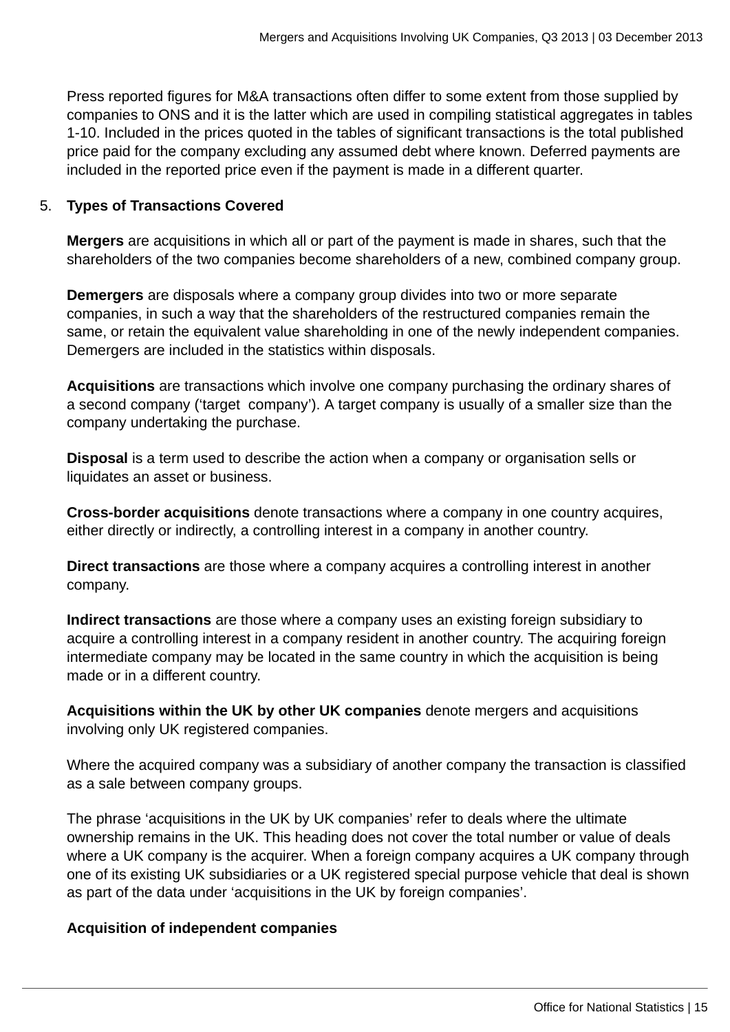Press reported figures for M&A transactions often differ to some extent from those supplied by companies to ONS and it is the latter which are used in compiling statistical aggregates in tables 1-10. Included in the prices quoted in the tables of significant transactions is the total published price paid for the company excluding any assumed debt where known. Deferred payments are included in the reported price even if the payment is made in a different quarter.

5. **Types of Transactions Covered**

**Mergers** are acquisitions in which all or part of the payment is made in shares, such that the shareholders of the two companies become shareholders of a new, combined company group.

**Demergers** are disposals where a company group divides into two or more separate companies, in such a way that the shareholders of the restructured companies remain the same, or retain the equivalent value shareholding in one of the newly independent companies. Demergers are included in the statistics within disposals.

**Acquisitions** are transactions which involve one company purchasing the ordinary shares of a second company ('target company'). A target company is usually of a smaller size than the company undertaking the purchase.

**Disposal** is a term used to describe the action when a company or organisation sells or liquidates an asset or business.

**Cross-border acquisitions** denote transactions where a company in one country acquires, either directly or indirectly, a controlling interest in a company in another country.

**Direct transactions** are those where a company acquires a controlling interest in another company.

**Indirect transactions** are those where a company uses an existing foreign subsidiary to acquire a controlling interest in a company resident in another country. The acquiring foreign intermediate company may be located in the same country in which the acquisition is being made or in a different country.

**Acquisitions within the UK by other UK companies** denote mergers and acquisitions involving only UK registered companies.

Where the acquired company was a subsidiary of another company the transaction is classified as a sale between company groups.

The phrase 'acquisitions in the UK by UK companies' refer to deals where the ultimate ownership remains in the UK. This heading does not cover the total number or value of deals where a UK company is the acquirer. When a foreign company acquires a UK company through one of its existing UK subsidiaries or a UK registered special purpose vehicle that deal is shown as part of the data under 'acquisitions in the UK by foreign companies'.

**Acquisition of independent companies**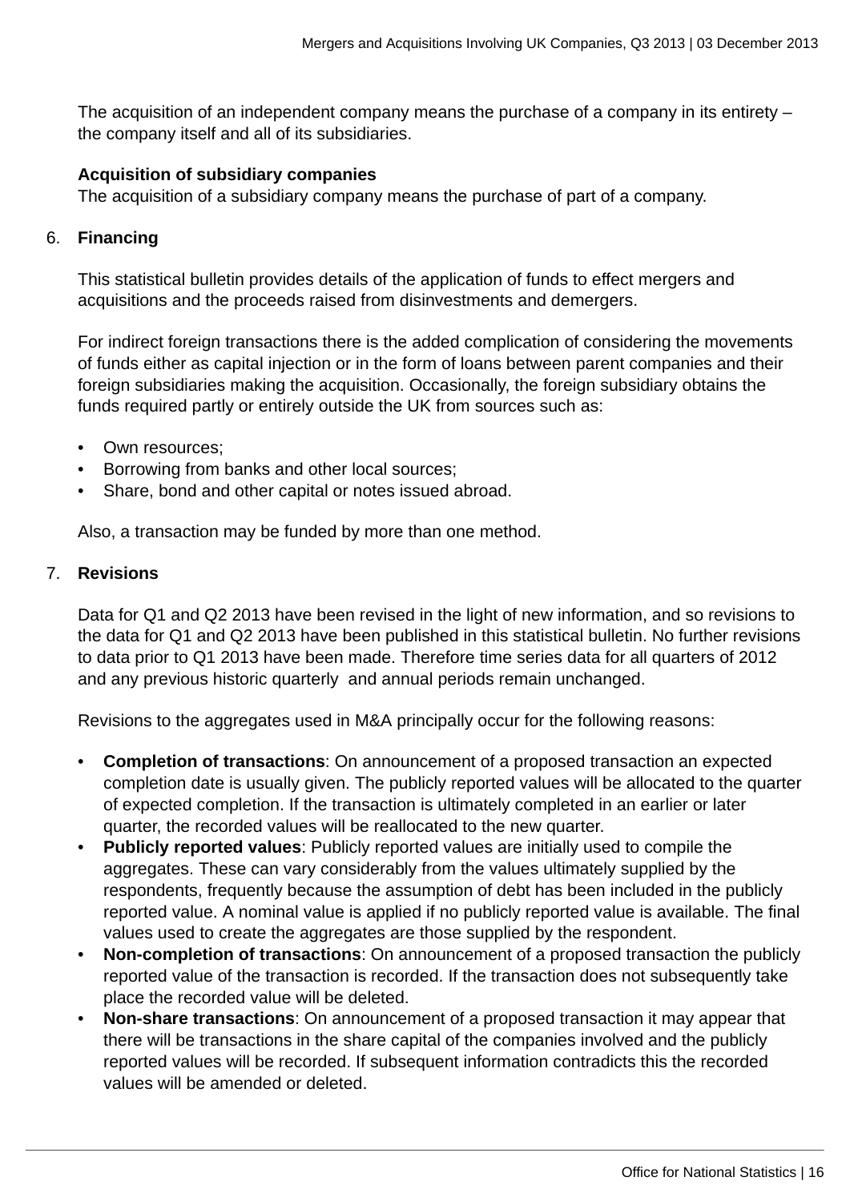The acquisition of an independent company means the purchase of a company in its entirety – the company itself and all of its subsidiaries.

**Acquisition of subsidiary companies**
The acquisition of a subsidiary company means the purchase of part of a company.

6. **Financing**

This statistical bulletin provides details of the application of funds to effect mergers and acquisitions and the proceeds raised from disinvestments and demergers.

For indirect foreign transactions there is the added complication of considering the movements of funds either as capital injection or in the form of loans between parent companies and their foreign subsidiaries making the acquisition. Occasionally, the foreign subsidiary obtains the funds required partly or entirely outside the UK from sources such as:

- Own resources;
- Borrowing from banks and other local sources;
- Share, bond and other capital or notes issued abroad.

Also, a transaction may be funded by more than one method.

7. **Revisions**

Data for Q1 and Q2 2013 have been revised in the light of new information, and so revisions to the data for Q1 and Q2 2013 have been published in this statistical bulletin. No further revisions to data prior to Q1 2013 have been made. Therefore time series data for all quarters of 2012 and any previous historic quarterly and annual periods remain unchanged.

Revisions to the aggregates used in M&A principally occur for the following reasons:

- **Completion of transactions**: On announcement of a proposed transaction an expected completion date is usually given. The publicly reported values will be allocated to the quarter of expected completion. If the transaction is ultimately completed in an earlier or later quarter, the recorded values will be reallocated to the new quarter.
- **Publicly reported values**: Publicly reported values are initially used to compile the aggregates. These can vary considerably from the values ultimately supplied by the respondents, frequently because the assumption of debt has been included in the publicly reported value. A nominal value is applied if no publicly reported value is available. The final values used to create the aggregates are those supplied by the respondent.
- **Non-completion of transactions**: On announcement of a proposed transaction the publicly reported value of the transaction is recorded. If the transaction does not subsequently take place the recorded value will be deleted.
- **Non-share transactions**: On announcement of a proposed transaction it may appear that there will be transactions in the share capital of the companies involved and the publicly reported values will be recorded. If subsequent information contradicts this the recorded values will be amended or deleted.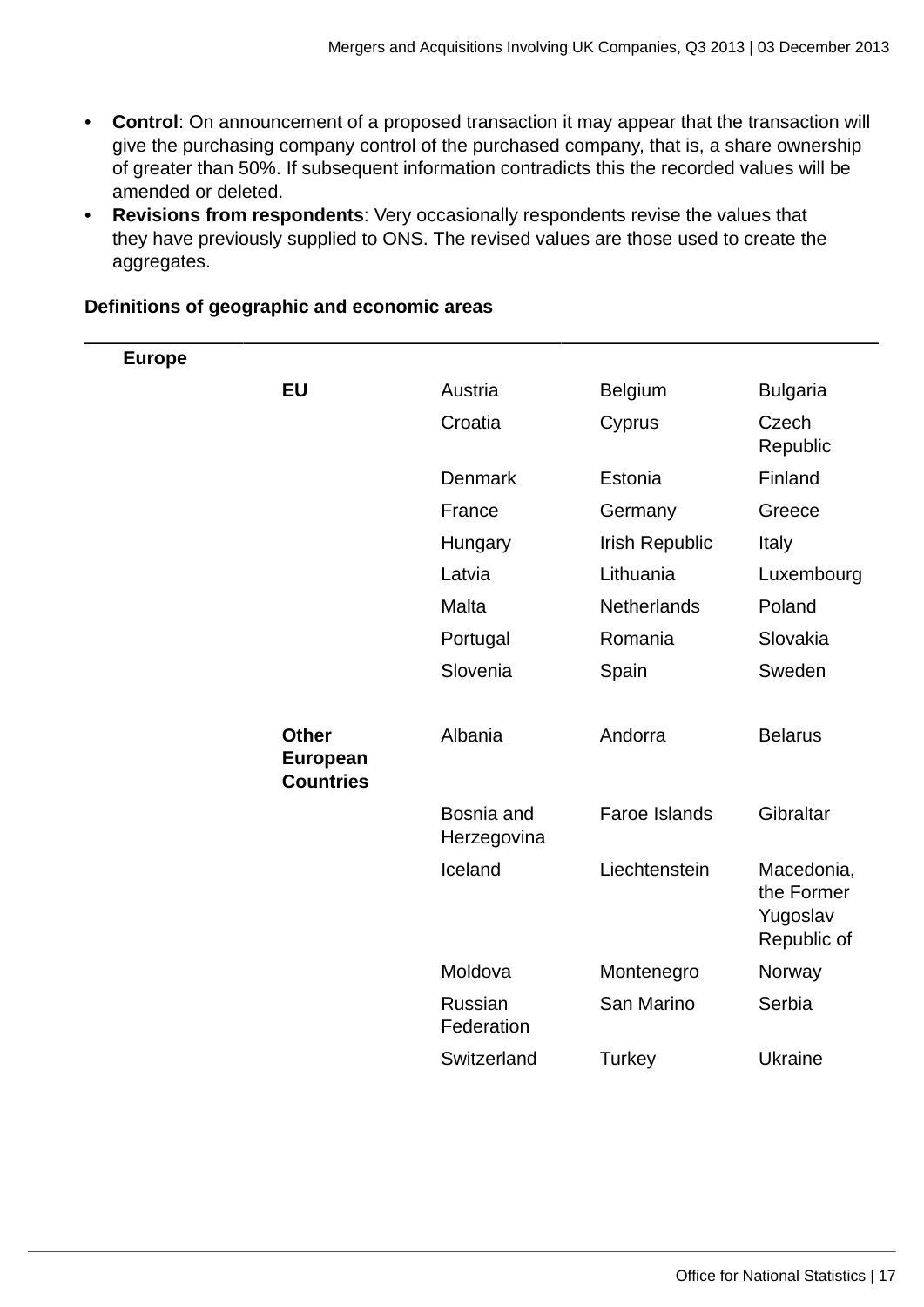- **Control**: On announcement of a proposed transaction it may appear that the transaction will give the purchasing company control of the purchased company, that is, a share ownership of greater than 50%. If subsequent information contradicts this the recorded values will be amended or deleted.
- **Revisions from respondents**: Very occasionally respondents revise the values that they have previously supplied to ONS. The revised values are those used to create the aggregates.

**Definitions of geographic and economic areas**

| | | | | |
|---|---|---|---|---|
| **Europe** | | | | |
| | **EU** | Austria | Belgium | Bulgaria |
| | | Croatia | Cyprus | Czech Republic |
| | | Denmark | Estonia | Finland |
| | | France | Germany | Greece |
| | | Hungary | Irish Republic | Italy |
| | | Latvia | Lithuania | Luxembourg |
| | | Malta | Netherlands | Poland |
| | | Portugal | Romania | Slovakia |
| | | Slovenia | Spain | Sweden |
| | **Other European Countries** | Albania | Andorra | Belarus |
| | | Bosnia and Herzegovina | Faroe Islands | Gibraltar |
| | | Iceland | Liechtenstein | Macedonia, the Former Yugoslav Republic of |
| | | Moldova | Montenegro | Norway |
| | | Russian Federation | San Marino | Serbia |
| | | Switzerland | Turkey | Ukraine |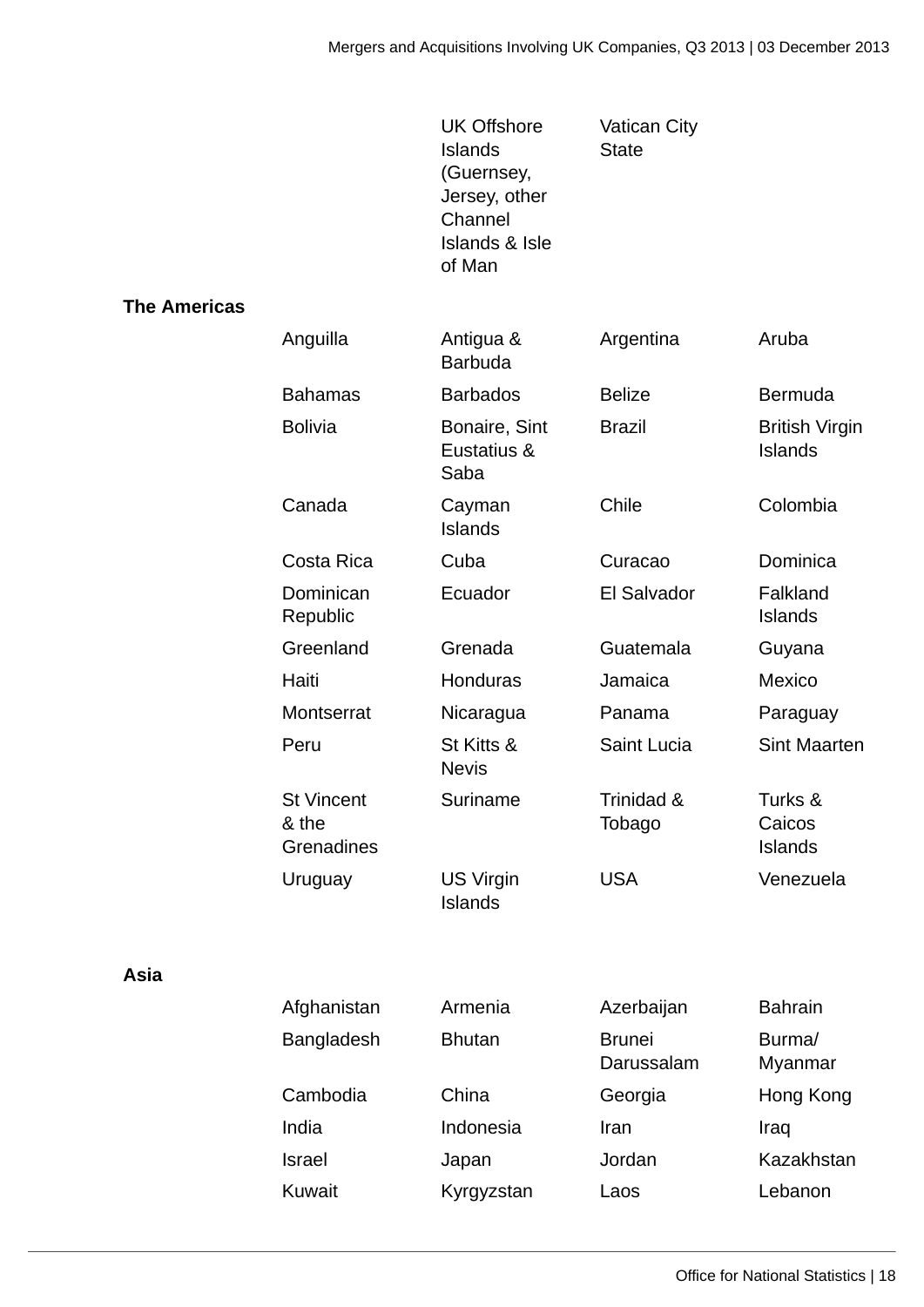| | | | | |
|---|---|---|---|---|
| | | UK Offshore Islands (Guernsey, Jersey, other Channel Islands & Isle of Man | Vatican City State | |
| **The Americas** | | | | |
| | Anguilla | Antigua & Barbuda | Argentina | Aruba |
| | Bahamas | Barbados | Belize | Bermuda |
| | Bolivia | Bonaire, Sint Eustatius & Saba | Brazil | British Virgin Islands |
| | Canada | Cayman Islands | Chile | Colombia |
| | Costa Rica | Cuba | Curacao | Dominica |
| | Dominican Republic | Ecuador | El Salvador | Falkland Islands |
| | Greenland | Grenada | Guatemala | Guyana |
| | Haiti | Honduras | Jamaica | Mexico |
| | Montserrat | Nicaragua | Panama | Paraguay |
| | Peru | St Kitts & Nevis | Saint Lucia | Sint Maarten |
| | St Vincent & the Grenadines | Suriname | Trinidad & Tobago | Turks & Caicos Islands |
| | Uruguay | US Virgin Islands | USA | Venezuela |
| **Asia** | | | | |
| | Afghanistan | Armenia | Azerbaijan | Bahrain |
| | Bangladesh | Bhutan | Brunei Darussalam | Burma/ Myanmar |
| | Cambodia | China | Georgia | Hong Kong |
| | India | Indonesia | Iran | Iraq |
| | Israel | Japan | Jordan | Kazakhstan |
| | Kuwait | Kyrgyzstan | Laos | Lebanon |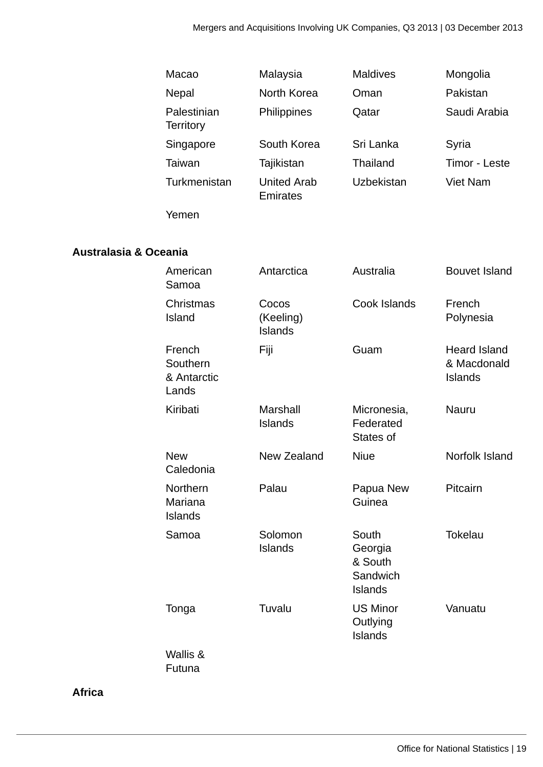| | | | |
|---|---|---|---|
| Macao | Malaysia | Maldives | Mongolia |
| Nepal | North Korea | Oman | Pakistan |
| Palestinian Territory | Philippines | Qatar | Saudi Arabia |
| Singapore | South Korea | Sri Lanka | Syria |
| Taiwan | Tajikistan | Thailand | Timor - Leste |
| Turkmenistan | United Arab Emirates | Uzbekistan | Viet Nam |
| Yemen | | | |

**Australasia & Oceania**

| | | | |
|---|---|---|---|
| American Samoa | Antarctica | Australia | Bouvet Island |
| Christmas Island | Cocos (Keeling) Islands | Cook Islands | French Polynesia |
| French Southern & Antarctic Lands | Fiji | Guam | Heard Island & Macdonald Islands |
| Kiribati | Marshall Islands | Micronesia, Federated States of | Nauru |
| New Caledonia | New Zealand | Niue | Norfolk Island |
| Northern Mariana Islands | Palau | Papua New Guinea | Pitcairn |
| Samoa | Solomon Islands | South Georgia & South Sandwich Islands | Tokelau |
| Tonga | Tuvalu | US Minor Outlying Islands | Vanuatu |
| Wallis & Futuna | | | |

**Africa**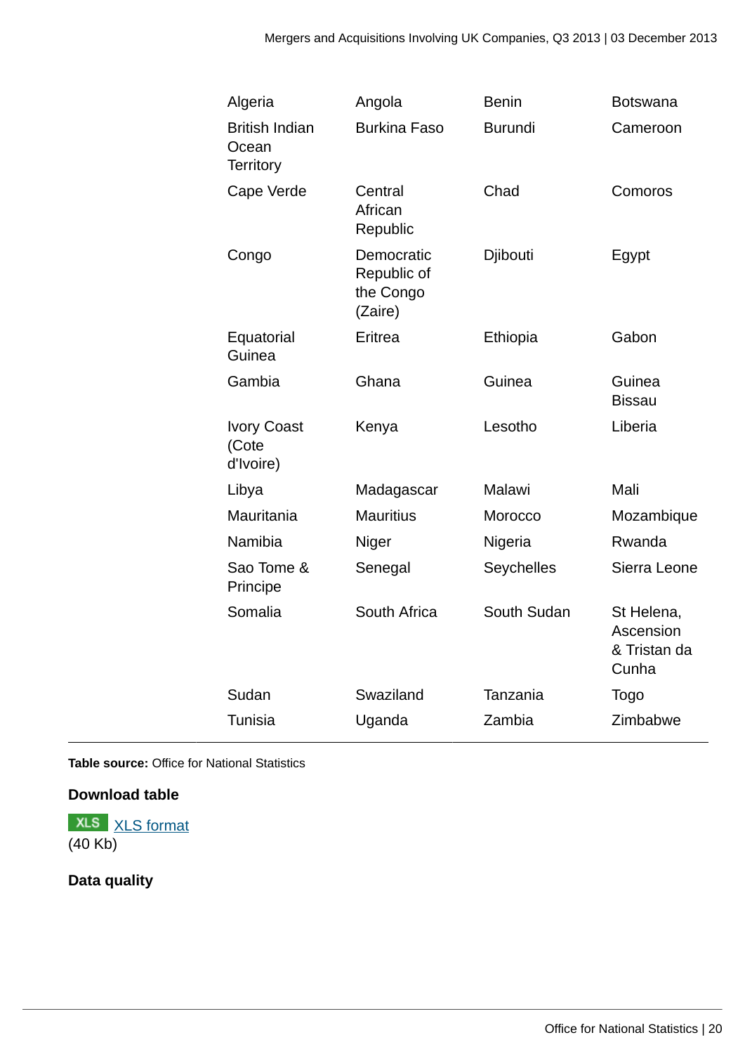| | | | |
|---|---|---|---|
| Algeria | Angola | Benin | Botswana |
| British Indian Ocean Territory | Burkina Faso | Burundi | Cameroon |
| Cape Verde | Central African Republic | Chad | Comoros |
| Congo | Democratic Republic of the Congo (Zaire) | Djibouti | Egypt |
| Equatorial Guinea | Eritrea | Ethiopia | Gabon |
| Gambia | Ghana | Guinea | Guinea Bissau |
| Ivory Coast (Cote d'Ivoire) | Kenya | Lesotho | Liberia |
| Libya | Madagascar | Malawi | Mali |
| Mauritania | Mauritius | Morocco | Mozambique |
| Namibia | Niger | Nigeria | Rwanda |
| Sao Tome & Principe | Senegal | Seychelles | Sierra Leone |
| Somalia | South Africa | South Sudan | St Helena, Ascension & Tristan da Cunha |
| Sudan | Swaziland | Tanzania | Togo |
| Tunisia | Uganda | Zambia | Zimbabwe |

**Table source:** Office for National Statistics

**Download table**

XLS XLS format
(40 Kb)

**Data quality**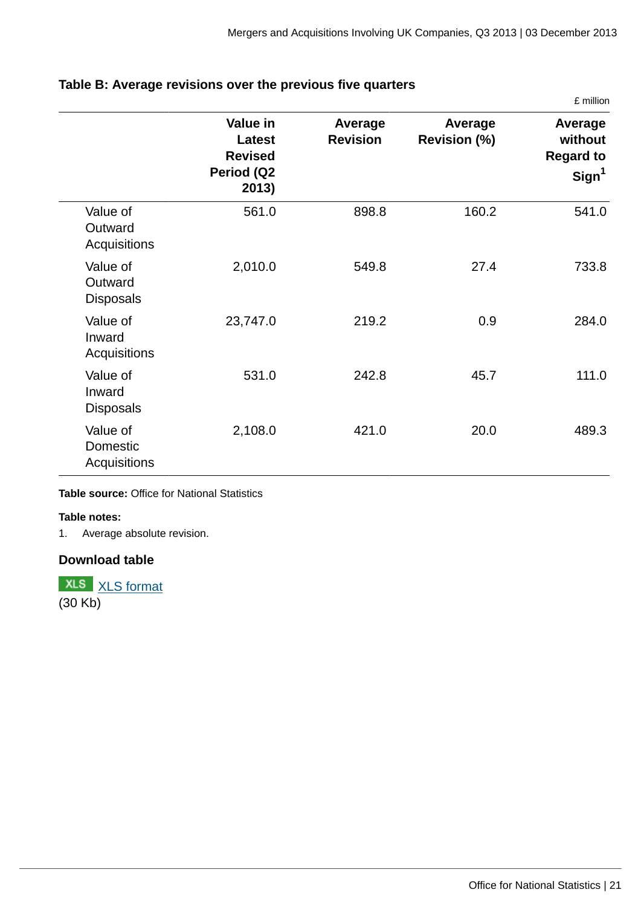**Table B: Average revisions over the previous five quarters**

£ million

| | Value in Latest Revised Period (Q2 2013) | Average Revision | Average Revision (%) | Average without Regard to Sign[1] |
|---|---|---|---|---|
| Value of Outward Acquisitions | 561.0 | 898.8 | 160.2 | 541.0 |
| Value of Outward Disposals | 2,010.0 | 549.8 | 27.4 | 733.8 |
| Value of Inward Acquisitions | 23,747.0 | 219.2 | 0.9 | 284.0 |
| Value of Inward Disposals | 531.0 | 242.8 | 45.7 | 111.0 |
| Value of Domestic Acquisitions | 2,108.0 | 421.0 | 20.0 | 489.3 |

**Table source:** Office for National Statistics

**Table notes:**

1. Average absolute revision.

### Download table

XLS XLS format
(30 Kb)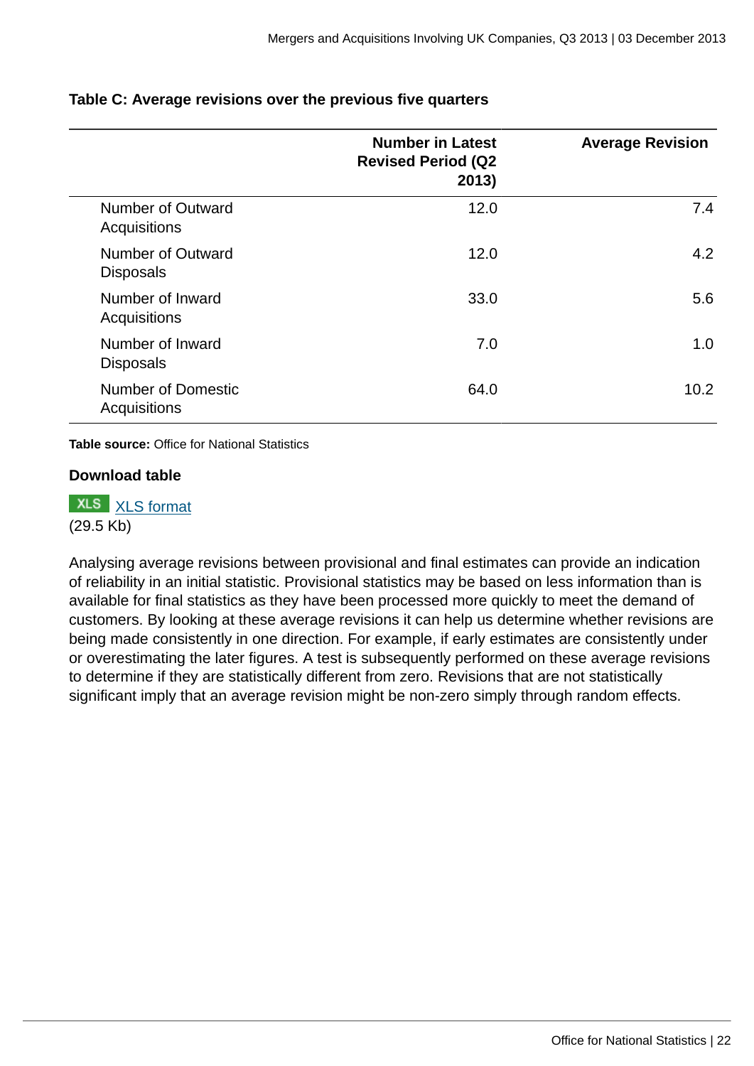**Table C: Average revisions over the previous five quarters**

| | Number in Latest Revised Period (Q2 2013) | Average Revision |
|---|---|---|
| Number of Outward Acquisitions | 12.0 | 7.4 |
| Number of Outward Disposals | 12.0 | 4.2 |
| Number of Inward Acquisitions | 33.0 | 5.6 |
| Number of Inward Disposals | 7.0 | 1.0 |
| Number of Domestic Acquisitions | 64.0 | 10.2 |

**Table source:** Office for National Statistics

**Download table**

XLS [XLS format](#)
(29.5 Kb)

Analysing average revisions between provisional and final estimates can provide an indication of reliability in an initial statistic. Provisional statistics may be based on less information than is available for final statistics as they have been processed more quickly to meet the demand of customers. By looking at these average revisions it can help us determine whether revisions are being made consistently in one direction. For example, if early estimates are consistently under or overestimating the later figures. A test is subsequently performed on these average revisions to determine if they are statistically different from zero. Revisions that are not statistically significant imply that an average revision might be non-zero simply through random effects.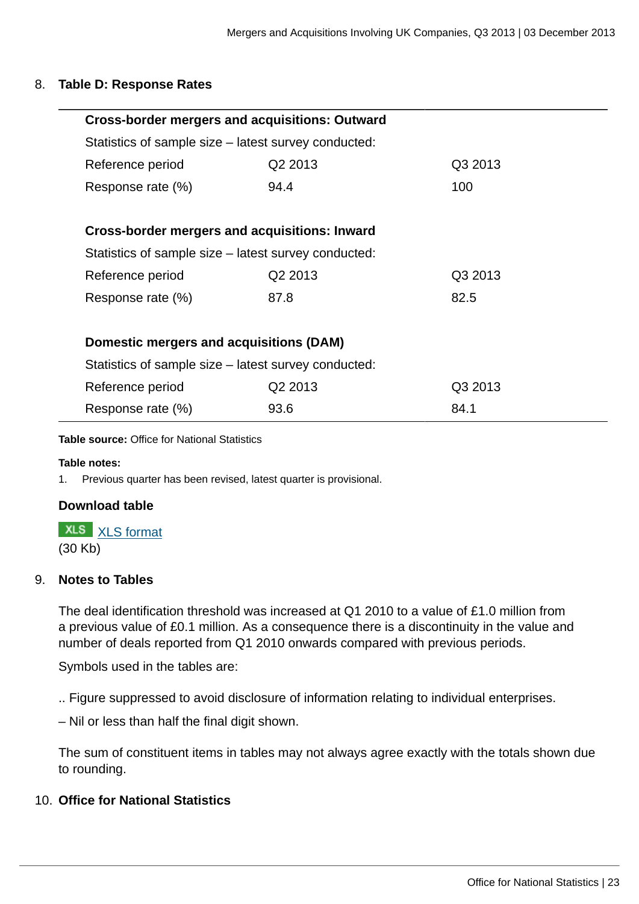## 8. Table D: Response Rates

| **Cross-border mergers and acquisitions: Outward** | | |
|---|---|---|
| Statistics of sample size – latest survey conducted: | | |
| Reference period | Q2 2013 | Q3 2013 |
| Response rate (%) | 94.4 | 100 |
| | | |
| **Cross-border mergers and acquisitions: Inward** | | |
| Statistics of sample size – latest survey conducted: | | |
| Reference period | Q2 2013 | Q3 2013 |
| Response rate (%) | 87.8 | 82.5 |
| | | |
| **Domestic mergers and acquisitions (DAM)** | | |
| Statistics of sample size – latest survey conducted: | | |
| Reference period | Q2 2013 | Q3 2013 |
| Response rate (%) | 93.6 | 84.1 |

**Table source:** Office for National Statistics

**Table notes:**

1. Previous quarter has been revised, latest quarter is provisional.

**Download table**

XLS [XLS format](#)
(30 Kb)

## 9. Notes to Tables

The deal identification threshold was increased at Q1 2010 to a value of £1.0 million from a previous value of £0.1 million. As a consequence there is a discontinuity in the value and number of deals reported from Q1 2010 onwards compared with previous periods.

Symbols used in the tables are:

.. Figure suppressed to avoid disclosure of information relating to individual enterprises.

– Nil or less than half the final digit shown.

The sum of constituent items in tables may not always agree exactly with the totals shown due to rounding.

## 10. Office for National Statistics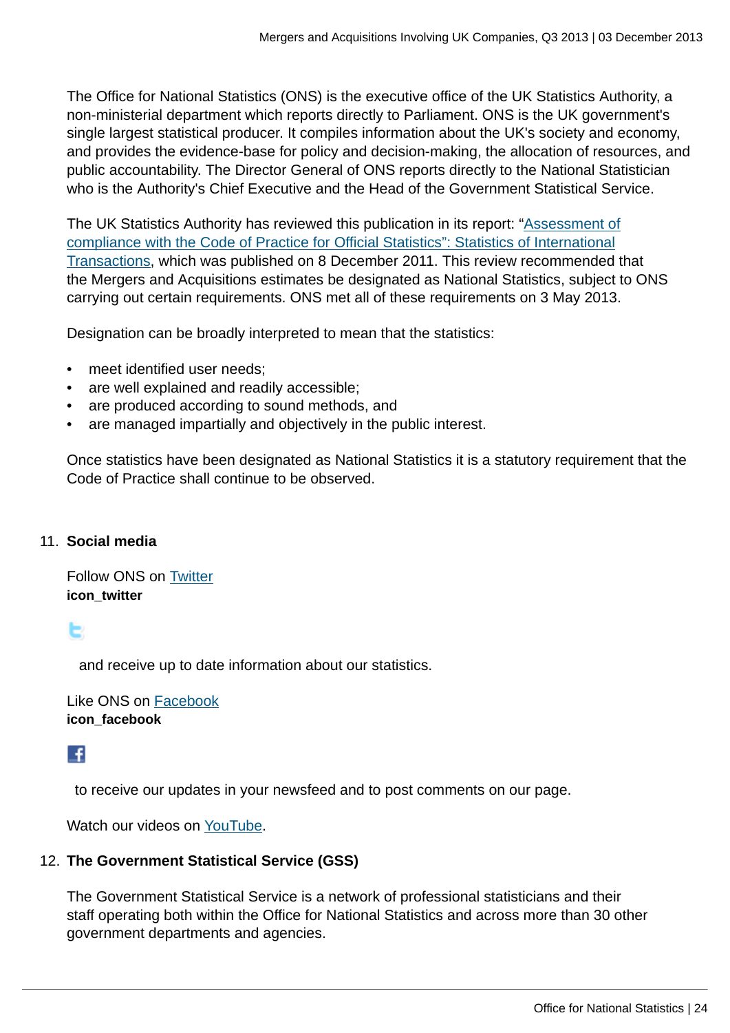The Office for National Statistics (ONS) is the executive office of the UK Statistics Authority, a non-ministerial department which reports directly to Parliament. ONS is the UK government's single largest statistical producer. It compiles information about the UK's society and economy, and provides the evidence-base for policy and decision-making, the allocation of resources, and public accountability. The Director General of ONS reports directly to the National Statistician who is the Authority's Chief Executive and the Head of the Government Statistical Service.

The UK Statistics Authority has reviewed this publication in its report: "Assessment of compliance with the Code of Practice for Official Statistics": Statistics of International Transactions, which was published on 8 December 2011. This review recommended that the Mergers and Acquisitions estimates be designated as National Statistics, subject to ONS carrying out certain requirements. ONS met all of these requirements on 3 May 2013.

Designation can be broadly interpreted to mean that the statistics:

- meet identified user needs;
- are well explained and readily accessible;
- are produced according to sound methods, and
- are managed impartially and objectively in the public interest.

Once statistics have been designated as National Statistics it is a statutory requirement that the Code of Practice shall continue to be observed.

11. **Social media**

Follow ONS on Twitter
**icon_twitter**

and receive up to date information about our statistics.

Like ONS on Facebook
**icon_facebook**

to receive our updates in your newsfeed and to post comments on our page.

Watch our videos on YouTube.

12. **The Government Statistical Service (GSS)**

The Government Statistical Service is a network of professional statisticians and their staff operating both within the Office for National Statistics and across more than 30 other government departments and agencies.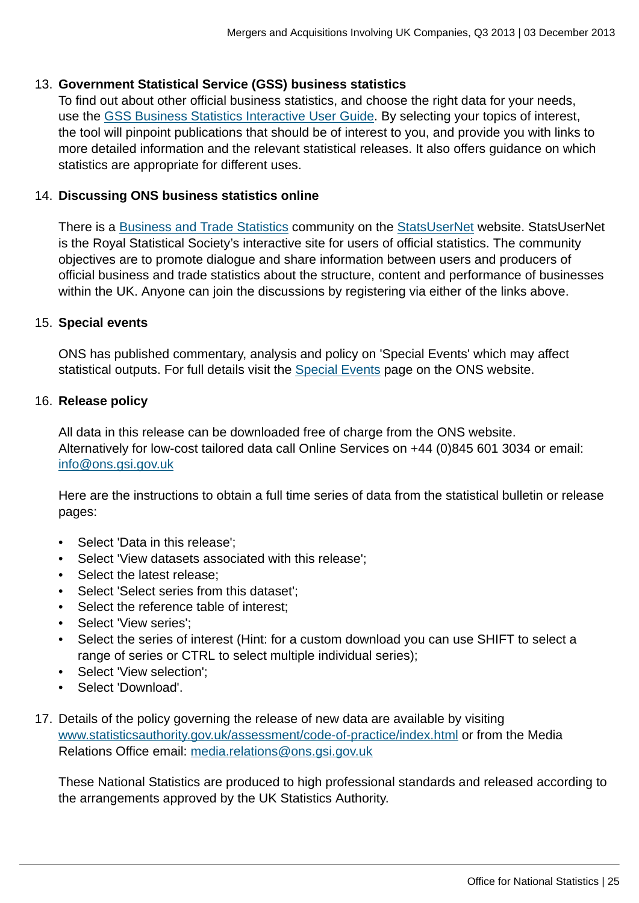13. **Government Statistical Service (GSS) business statistics**
    To find out about other official business statistics, and choose the right data for your needs, use the GSS Business Statistics Interactive User Guide. By selecting your topics of interest, the tool will pinpoint publications that should be of interest to you, and provide you with links to more detailed information and the relevant statistical releases. It also offers guidance on which statistics are appropriate for different uses.

14. **Discussing ONS business statistics online**

    There is a Business and Trade Statistics community on the StatsUserNet website. StatsUserNet is the Royal Statistical Society's interactive site for users of official statistics. The community objectives are to promote dialogue and share information between users and producers of official business and trade statistics about the structure, content and performance of businesses within the UK. Anyone can join the discussions by registering via either of the links above.

15. **Special events**

    ONS has published commentary, analysis and policy on 'Special Events' which may affect statistical outputs. For full details visit the Special Events page on the ONS website.

16. **Release policy**

    All data in this release can be downloaded free of charge from the ONS website. Alternatively for low-cost tailored data call Online Services on +44 (0)845 601 3034 or email: info@ons.gsi.gov.uk

    Here are the instructions to obtain a full time series of data from the statistical bulletin or release pages:

    - Select 'Data in this release';
    - Select 'View datasets associated with this release';
    - Select the latest release;
    - Select 'Select series from this dataset';
    - Select the reference table of interest;
    - Select 'View series';
    - Select the series of interest (Hint: for a custom download you can use SHIFT to select a range of series or CTRL to select multiple individual series);
    - Select 'View selection';
    - Select 'Download'.

17. Details of the policy governing the release of new data are available by visiting www.statisticsauthority.gov.uk/assessment/code-of-practice/index.html or from the Media Relations Office email: media.relations@ons.gsi.gov.uk

    These National Statistics are produced to high professional standards and released according to the arrangements approved by the UK Statistics Authority.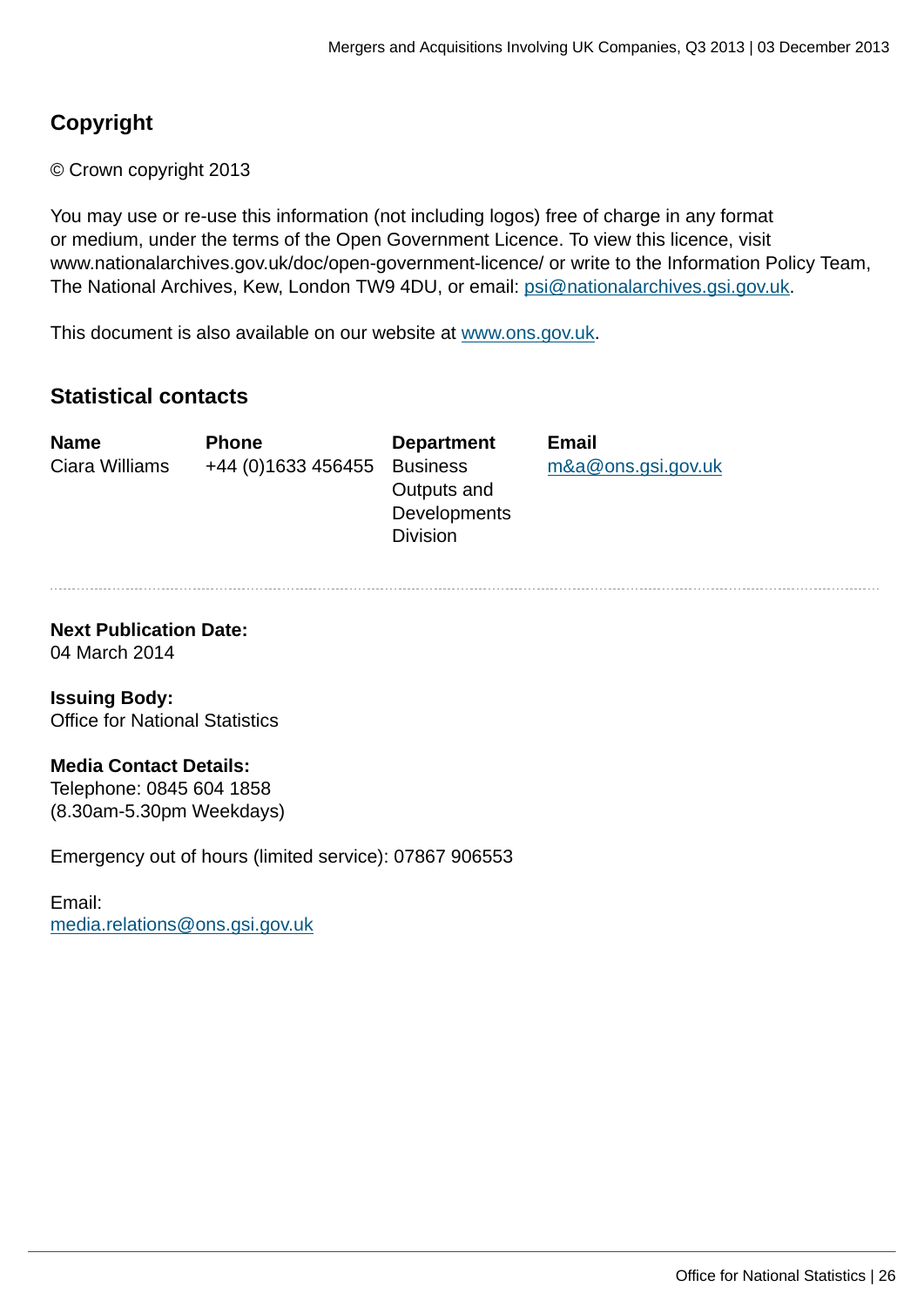## Copyright

© Crown copyright 2013

You may use or re-use this information (not including logos) free of charge in any format or medium, under the terms of the Open Government Licence. To view this licence, visit www.nationalarchives.gov.uk/doc/open-government-licence/ or write to the Information Policy Team, The National Archives, Kew, London TW9 4DU, or email: psi@nationalarchives.gsi.gov.uk.

This document is also available on our website at www.ons.gov.uk.

## Statistical contacts

| Name | Phone | Department | Email |
|---|---|---|---|
| Ciara Williams | +44 (0)1633 456455 | Business Outputs and Developments Division | m&a@ons.gsi.gov.uk |

---

**Next Publication Date:**
04 March 2014

**Issuing Body:**
Office for National Statistics

**Media Contact Details:**
Telephone: 0845 604 1858
(8.30am-5.30pm Weekdays)

Emergency out of hours (limited service): 07867 906553

Email:
media.relations@ons.gsi.gov.uk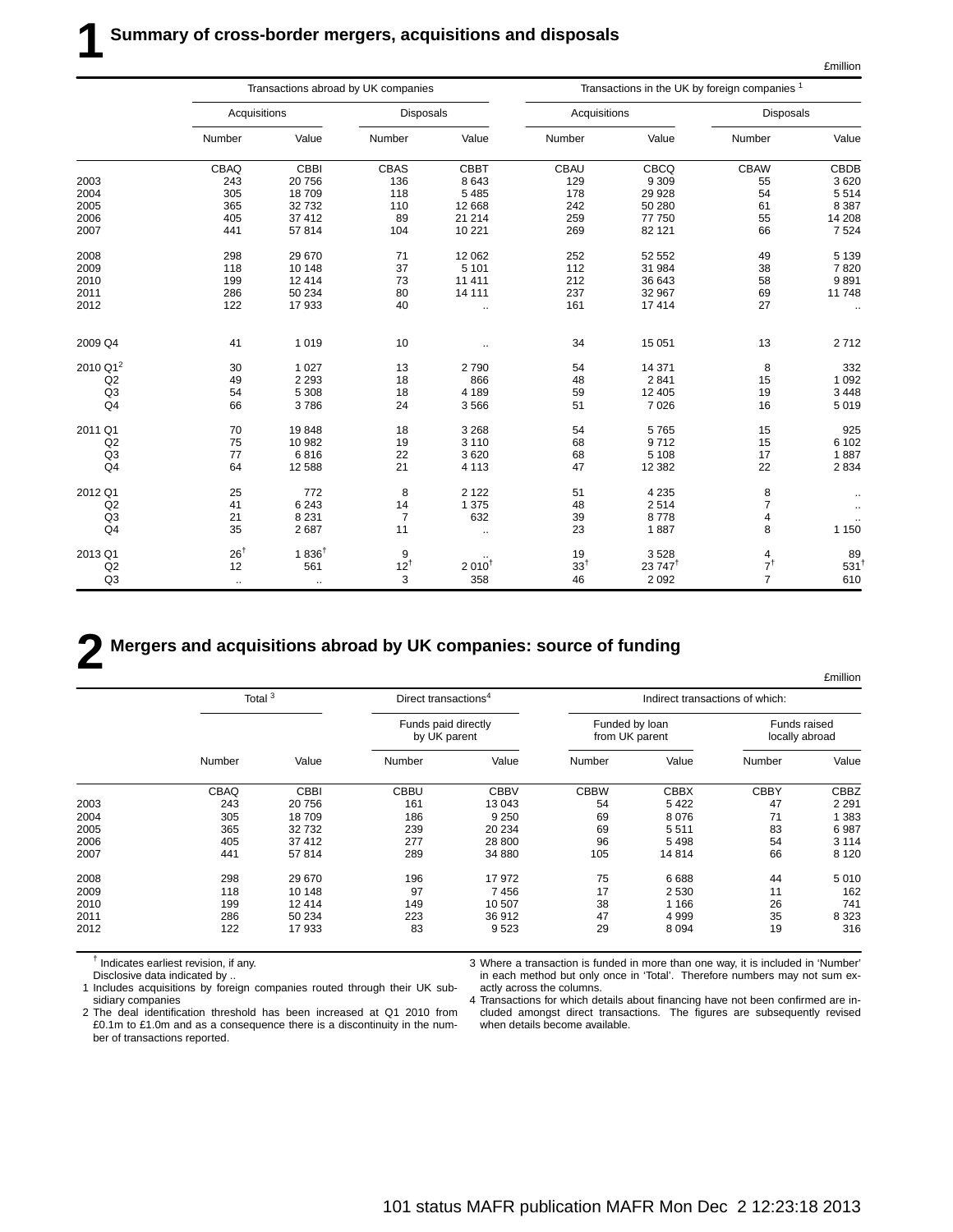# 1 Summary of cross-border mergers, acquisitions and disposals

£million

| | Transactions abroad by UK companies | | | | Transactions in the UK by foreign companies [1] | | | |
|---|---|---|---|---|---|---|---|---|
| | Acquisitions | | Disposals | | Acquisitions | | Disposals | |
| | Number | Value | Number | Value | Number | Value | Number | Value |
| | CBAQ | CBBI | CBAS | CBBT | CBAU | CBCQ | CBAW | CBDB |
| 2003 | 243 | 20 756 | 136 | 8 643 | 129 | 9 309 | 55 | 3 620 |
| 2004 | 305 | 18 709 | 118 | 5 485 | 178 | 29 928 | 54 | 5 514 |
| 2005 | 365 | 32 732 | 110 | 12 668 | 242 | 50 280 | 61 | 8 387 |
| 2006 | 405 | 37 412 | 89 | 21 214 | 259 | 77 750 | 55 | 14 208 |
| 2007 | 441 | 57 814 | 104 | 10 221 | 269 | 82 121 | 66 | 7 524 |
| 2008 | 298 | 29 670 | 71 | 12 062 | 252 | 52 552 | 49 | 5 139 |
| 2009 | 118 | 10 148 | 37 | 5 101 | 112 | 31 984 | 38 | 7 820 |
| 2010 | 199 | 12 414 | 73 | 11 411 | 212 | 36 643 | 58 | 9 891 |
| 2011 | 286 | 50 234 | 80 | 14 111 | 237 | 32 967 | 69 | 11 748 |
| 2012 | 122 | 17 933 | 40 | .. | 161 | 17 414 | 27 | .. |
| 2009 Q4 | 41 | 1 019 | 10 | .. | 34 | 15 051 | 13 | 2 712 |
| 2010 Q1[2] | 30 | 1 027 | 13 | 2 790 | 54 | 14 371 | 8 | 332 |
| Q2 | 49 | 2 293 | 18 | 866 | 48 | 2 841 | 15 | 1 092 |
| Q3 | 54 | 5 308 | 18 | 4 189 | 59 | 12 405 | 19 | 3 448 |
| Q4 | 66 | 3 786 | 24 | 3 566 | 51 | 7 026 | 16 | 5 019 |
| 2011 Q1 | 70 | 19 848 | 18 | 3 268 | 54 | 5 765 | 15 | 925 |
| Q2 | 75 | 10 982 | 19 | 3 110 | 68 | 9 712 | 15 | 6 102 |
| Q3 | 77 | 6 816 | 22 | 3 620 | 68 | 5 108 | 17 | 1 887 |
| Q4 | 64 | 12 588 | 21 | 4 113 | 47 | 12 382 | 22 | 2 834 |
| 2012 Q1 | 25 | 772 | 8 | 2 122 | 51 | 4 235 | 8 | .. |
| Q2 | 41 | 6 243 | 14 | 1 375 | 48 | 2 514 | 7 | .. |
| Q3 | 21 | 8 231 | 7 | 632 | 39 | 8 778 | 4 | .. |
| Q4 | 35 | 2 687 | 11 | .. | 23 | 1 887 | 8 | 1 150 |
| 2013 Q1 | 26 † | 1 836 † | 9 | .. | 19 | 3 528 | 4 | 89 |
| Q2 | 12 | 561 | 12 † | 2 010 † | 33 † | 23 747 † | 7 † | 531 † |
| Q3 | .. | .. | 3 | 358 | 46 | 2 092 | 7 | 610 |

# 2 Mergers and acquisitions abroad by UK companies: source of funding

£million

| | Total [3] | | Direct transactions[4] | | Indirect transactions of which: | | | |
|---|---|---|---|---|---|---|---|---|
| | | | Funds paid directly by UK parent | | Funded by loan from UK parent | | Funds raised locally abroad | |
| | Number | Value | Number | Value | Number | Value | Number | Value |
| | CBAQ | CBBI | CBBU | CBBV | CBBW | CBBX | CBBY | CBBZ |
| 2003 | 243 | 20 756 | 161 | 13 043 | 54 | 5 422 | 47 | 2 291 |
| 2004 | 305 | 18 709 | 186 | 9 250 | 69 | 8 076 | 71 | 1 383 |
| 2005 | 365 | 32 732 | 239 | 20 234 | 69 | 5 511 | 83 | 6 987 |
| 2006 | 405 | 37 412 | 277 | 28 800 | 96 | 5 498 | 54 | 3 114 |
| 2007 | 441 | 57 814 | 289 | 34 880 | 105 | 14 814 | 66 | 8 120 |
| 2008 | 298 | 29 670 | 196 | 17 972 | 75 | 6 688 | 44 | 5 010 |
| 2009 | 118 | 10 148 | 97 | 7 456 | 17 | 2 530 | 11 | 162 |
| 2010 | 199 | 12 414 | 149 | 10 507 | 38 | 1 166 | 26 | 741 |
| 2011 | 286 | 50 234 | 223 | 36 912 | 47 | 4 999 | 35 | 8 323 |
| 2012 | 122 | 17 933 | 83 | 9 523 | 29 | 8 094 | 19 | 316 |

† Indicates earliest revision, if any.
Disclosive data indicated by ..

1 Includes acquisitions by foreign companies routed through their UK subsidiary companies

2 The deal identification threshold has been increased at Q1 2010 from £0.1m to £1.0m and as a consequence there is a discontinuity in the number of transactions reported.

3 Where a transaction is funded in more than one way, it is included in 'Number' in each method but only once in 'Total'. Therefore numbers may not sum exactly across the columns.

4 Transactions for which details about financing have not been confirmed are included amongst direct transactions. The figures are subsequently revised when details become available.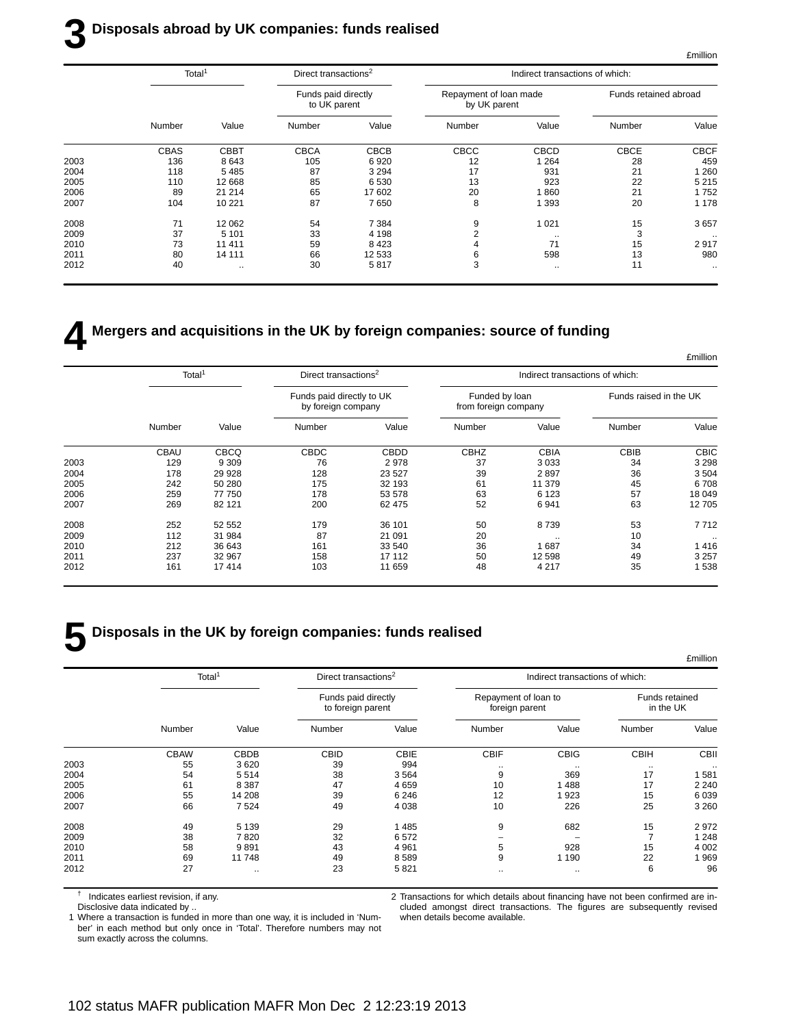## 3 Disposals abroad by UK companies: funds realised

£million

| | Total[1] | | Direct transactions[2] | | Indirect transactions of which: | | | |
|---|---|---|---|---|---|---|---|---|
| | | | Funds paid directly to UK parent | | Repayment of loan made by UK parent | | Funds retained abroad | |
| | Number | Value | Number | Value | Number | Value | Number | Value |
| | CBAS | CBBT | CBCA | CBCB | CBCC | CBCD | CBCE | CBCF |
| 2003 | 136 | 8 643 | 105 | 6 920 | 12 | 1 264 | 28 | 459 |
| 2004 | 118 | 5 485 | 87 | 3 294 | 17 | 931 | 21 | 1 260 |
| 2005 | 110 | 12 668 | 85 | 6 530 | 13 | 923 | 22 | 5 215 |
| 2006 | 89 | 21 214 | 65 | 17 602 | 20 | 1 860 | 21 | 1 752 |
| 2007 | 104 | 10 221 | 87 | 7 650 | 8 | 1 393 | 20 | 1 178 |
| 2008 | 71 | 12 062 | 54 | 7 384 | 9 | 1 021 | 15 | 3 657 |
| 2009 | 37 | 5 101 | 33 | 4 198 | 2 | .. | 3 | .. |
| 2010 | 73 | 11 411 | 59 | 8 423 | 4 | 71 | 15 | 2 917 |
| 2011 | 80 | 14 111 | 66 | 12 533 | 6 | 598 | 13 | 980 |
| 2012 | 40 | .. | 30 | 5 817 | 3 | .. | 11 | .. |

## 4 Mergers and acquisitions in the UK by foreign companies: source of funding

£million

| | Total[1] | | Direct transactions[2] | | Indirect transactions of which: | | | |
|---|---|---|---|---|---|---|---|---|
| | | | Funds paid directly to UK by foreign company | | Funded by loan from foreign company | | Funds raised in the UK | |
| | Number | Value | Number | Value | Number | Value | Number | Value |
| | CBAU | CBCQ | CBDC | CBDD | CBHZ | CBIA | CBIB | CBIC |
| 2003 | 129 | 9 309 | 76 | 2 978 | 37 | 3 033 | 34 | 3 298 |
| 2004 | 178 | 29 928 | 128 | 23 527 | 39 | 2 897 | 36 | 3 504 |
| 2005 | 242 | 50 280 | 175 | 32 193 | 61 | 11 379 | 45 | 6 708 |
| 2006 | 259 | 77 750 | 178 | 53 578 | 63 | 6 123 | 57 | 18 049 |
| 2007 | 269 | 82 121 | 200 | 62 475 | 52 | 6 941 | 63 | 12 705 |
| 2008 | 252 | 52 552 | 179 | 36 101 | 50 | 8 739 | 53 | 7 712 |
| 2009 | 112 | 31 984 | 87 | 21 091 | 20 | .. | 10 | .. |
| 2010 | 212 | 36 643 | 161 | 33 540 | 36 | 1 687 | 34 | 1 416 |
| 2011 | 237 | 32 967 | 158 | 17 112 | 50 | 12 598 | 49 | 3 257 |
| 2012 | 161 | 17 414 | 103 | 11 659 | 48 | 4 217 | 35 | 1 538 |

## 5 Disposals in the UK by foreign companies: funds realised

£million

| | Total[1] | | Direct transactions[2] | | Indirect transactions of which: | | | |
|---|---|---|---|---|---|---|---|---|
| | | | Funds paid directly to foreign parent | | Repayment of loan to foreign parent | | Funds retained in the UK | |
| | Number | Value | Number | Value | Number | Value | Number | Value |
| | CBAW | CBDB | CBID | CBIE | CBIF | CBIG | CBIH | CBII |
| 2003 | 55 | 3 620 | 39 | 994 | .. | .. | .. | .. |
| 2004 | 54 | 5 514 | 38 | 3 564 | 9 | 369 | 17 | 1 581 |
| 2005 | 61 | 8 387 | 47 | 4 659 | 10 | 1 488 | 17 | 2 240 |
| 2006 | 55 | 14 208 | 39 | 6 246 | 12 | 1 923 | 15 | 6 039 |
| 2007 | 66 | 7 524 | 49 | 4 038 | 10 | 226 | 25 | 3 260 |
| 2008 | 49 | 5 139 | 29 | 1 485 | 9 | 682 | 15 | 2 972 |
| 2009 | 38 | 7 820 | 32 | 6 572 | – | – | 7 | 1 248 |
| 2010 | 58 | 9 891 | 43 | 4 961 | 5 | 928 | 15 | 4 002 |
| 2011 | 69 | 11 748 | 49 | 8 589 | 9 | 1 190 | 22 | 1 969 |
| 2012 | 27 | .. | 23 | 5 821 | .. | .. | 6 | 96 |

† Indicates earliest revision, if any.
Disclosive data indicated by ..

1 Where a transaction is funded in more than one way, it is included in 'Number' in each method but only once in 'Total'. Therefore numbers may not sum exactly across the columns.

2 Transactions for which details about financing have not been confirmed are included amongst direct transactions. The figures are subsequently revised when details become available.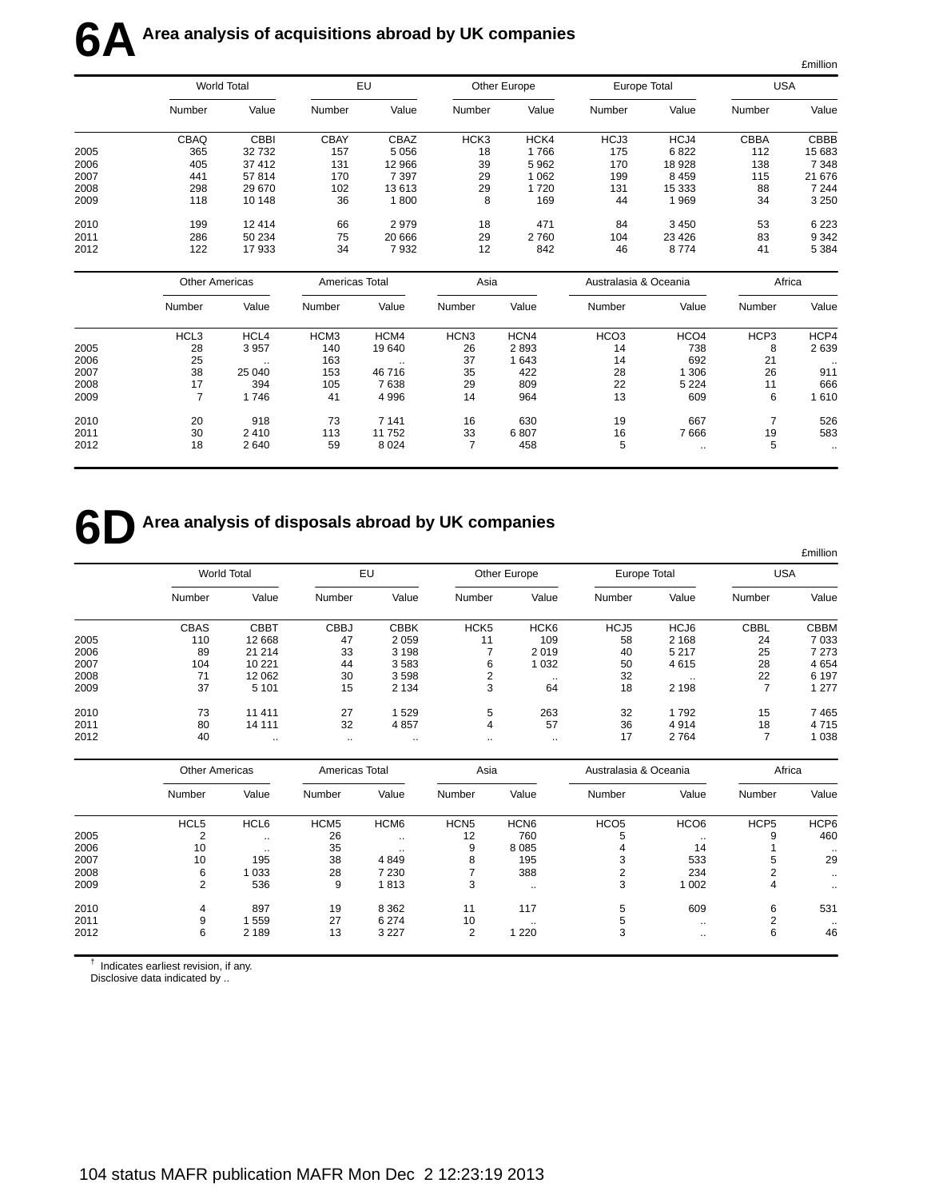# 6A Area analysis of acquisitions abroad by UK companies

£million

| | World Total | | EU | | Other Europe | | Europe Total | | USA | |
|---|---|---|---|---|---|---|---|---|---|---|
| | Number | Value | Number | Value | Number | Value | Number | Value | Number | Value |
| | CBAQ | CBBI | CBAY | CBAZ | HCK3 | HCK4 | HCJ3 | HCJ4 | CBBA | CBBB |
| 2005 | 365 | 32 732 | 157 | 5 056 | 18 | 1 766 | 175 | 6 822 | 112 | 15 683 |
| 2006 | 405 | 37 412 | 131 | 12 966 | 39 | 5 962 | 170 | 18 928 | 138 | 7 348 |
| 2007 | 441 | 57 814 | 170 | 7 397 | 29 | 1 062 | 199 | 8 459 | 115 | 21 676 |
| 2008 | 298 | 29 670 | 102 | 13 613 | 29 | 1 720 | 131 | 15 333 | 88 | 7 244 |
| 2009 | 118 | 10 148 | 36 | 1 800 | 8 | 169 | 44 | 1 969 | 34 | 3 250 |
| 2010 | 199 | 12 414 | 66 | 2 979 | 18 | 471 | 84 | 3 450 | 53 | 6 223 |
| 2011 | 286 | 50 234 | 75 | 20 666 | 29 | 2 760 | 104 | 23 426 | 83 | 9 342 |
| 2012 | 122 | 17 933 | 34 | 7 932 | 12 | 842 | 46 | 8 774 | 41 | 5 384 |

| | Other Americas | | Americas Total | | Asia | | Australasia & Oceania | | Africa | |
|---|---|---|---|---|---|---|---|---|---|---|
| | Number | Value | Number | Value | Number | Value | Number | Value | Number | Value |
| | HCL3 | HCL4 | HCM3 | HCM4 | HCN3 | HCN4 | HCO3 | HCO4 | HCP3 | HCP4 |
| 2005 | 28 | 3 957 | 140 | 19 640 | 26 | 2 893 | 14 | 738 | 8 | 2 639 |
| 2006 | 25 | .. | 163 | .. | 37 | 1 643 | 14 | 692 | 21 | .. |
| 2007 | 38 | 25 040 | 153 | 46 716 | 35 | 422 | 28 | 1 306 | 26 | 911 |
| 2008 | 17 | 394 | 105 | 7 638 | 29 | 809 | 22 | 5 224 | 11 | 666 |
| 2009 | 7 | 1 746 | 41 | 4 996 | 14 | 964 | 13 | 609 | 6 | 1 610 |
| 2010 | 20 | 918 | 73 | 7 141 | 16 | 630 | 19 | 667 | 7 | 526 |
| 2011 | 30 | 2 410 | 113 | 11 752 | 33 | 6 807 | 16 | 7 666 | 19 | 583 |
| 2012 | 18 | 2 640 | 59 | 8 024 | 7 | 458 | 5 | .. | 5 | .. |

# 6D Area analysis of disposals abroad by UK companies

£million

| | World Total | | EU | | Other Europe | | Europe Total | | USA | |
|---|---|---|---|---|---|---|---|---|---|---|
| | Number | Value | Number | Value | Number | Value | Number | Value | Number | Value |
| | CBAS | CBBT | CBBJ | CBBK | HCK5 | HCK6 | HCJ5 | HCJ6 | CBBL | CBBM |
| 2005 | 110 | 12 668 | 47 | 2 059 | 11 | 109 | 58 | 2 168 | 24 | 7 033 |
| 2006 | 89 | 21 214 | 33 | 3 198 | 7 | 2 019 | 40 | 5 217 | 25 | 7 273 |
| 2007 | 104 | 10 221 | 44 | 3 583 | 6 | 1 032 | 50 | 4 615 | 28 | 4 654 |
| 2008 | 71 | 12 062 | 30 | 3 598 | 2 | .. | 32 | .. | 22 | 6 197 |
| 2009 | 37 | 5 101 | 15 | 2 134 | 3 | 64 | 18 | 2 198 | 7 | 1 277 |
| 2010 | 73 | 11 411 | 27 | 1 529 | 5 | 263 | 32 | 1 792 | 15 | 7 465 |
| 2011 | 80 | 14 111 | 32 | 4 857 | 4 | 57 | 36 | 4 914 | 18 | 4 715 |
| 2012 | 40 | .. | .. | .. | .. | .. | 17 | 2 764 | 7 | 1 038 |

| | Other Americas | | Americas Total | | Asia | | Australasia & Oceania | | Africa | |
|---|---|---|---|---|---|---|---|---|---|---|
| | Number | Value | Number | Value | Number | Value | Number | Value | Number | Value |
| | HCL5 | HCL6 | HCM5 | HCM6 | HCN5 | HCN6 | HCO5 | HCO6 | HCP5 | HCP6 |
| 2005 | 2 | .. | 26 | .. | 12 | 760 | 5 | .. | 9 | 460 |
| 2006 | 10 | .. | 35 | .. | 9 | 8 085 | 4 | 14 | 1 | .. |
| 2007 | 10 | 195 | 38 | 4 849 | 8 | 195 | 3 | 533 | 5 | 29 |
| 2008 | 6 | 1 033 | 28 | 7 230 | 7 | 388 | 2 | 234 | 2 | .. |
| 2009 | 2 | 536 | 9 | 1 813 | 3 | .. | 3 | 1 002 | 4 | .. |
| 2010 | 4 | 897 | 19 | 8 362 | 11 | 117 | 5 | 609 | 6 | 531 |
| 2011 | 9 | 1 559 | 27 | 6 274 | 10 | .. | 5 | .. | 2 | .. |
| 2012 | 6 | 2 189 | 13 | 3 227 | 2 | 1 220 | 3 | .. | 6 | 46 |

† Indicates earliest revision, if any.
Disclosive data indicated by ..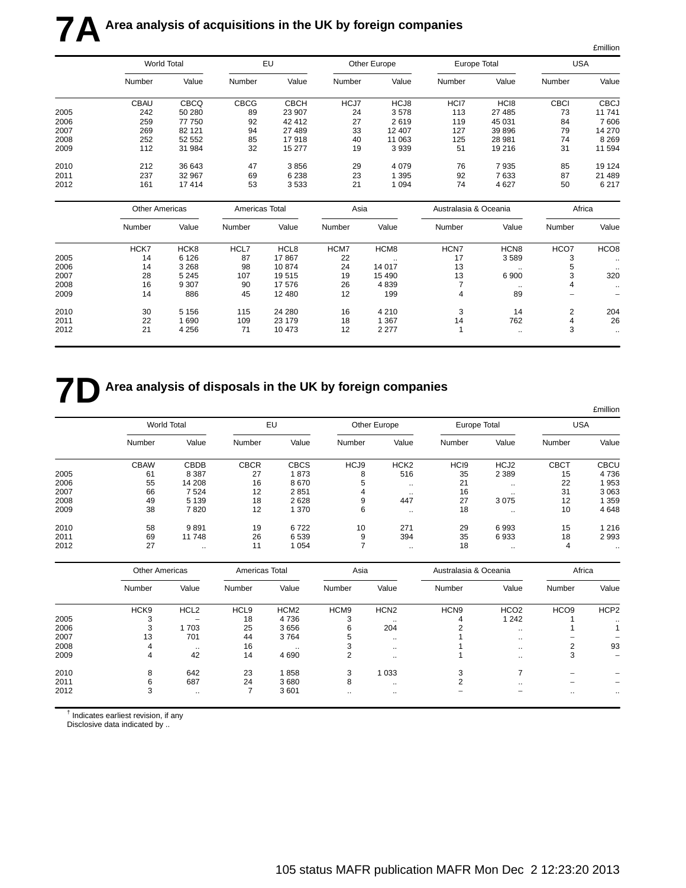# 7A Area analysis of acquisitions in the UK by foreign companies

£million

| | World Total | | EU | | Other Europe | | Europe Total | | USA | |
|---|---|---|---|---|---|---|---|---|---|---|
| | Number | Value | Number | Value | Number | Value | Number | Value | Number | Value |
| | CBAU | CBCQ | CBCG | CBCH | HCJ7 | HCJ8 | HCI7 | HCI8 | CBCI | CBCJ |
| 2005 | 242 | 50 280 | 89 | 23 907 | 24 | 3 578 | 113 | 27 485 | 73 | 11 741 |
| 2006 | 259 | 77 750 | 92 | 42 412 | 27 | 2 619 | 119 | 45 031 | 84 | 7 606 |
| 2007 | 269 | 82 121 | 94 | 27 489 | 33 | 12 407 | 127 | 39 896 | 79 | 14 270 |
| 2008 | 252 | 52 552 | 85 | 17 918 | 40 | 11 063 | 125 | 28 981 | 74 | 8 269 |
| 2009 | 112 | 31 984 | 32 | 15 277 | 19 | 3 939 | 51 | 19 216 | 31 | 11 594 |
| 2010 | 212 | 36 643 | 47 | 3 856 | 29 | 4 079 | 76 | 7 935 | 85 | 19 124 |
| 2011 | 237 | 32 967 | 69 | 6 238 | 23 | 1 395 | 92 | 7 633 | 87 | 21 489 |
| 2012 | 161 | 17 414 | 53 | 3 533 | 21 | 1 094 | 74 | 4 627 | 50 | 6 217 |

| | Other Americas | | Americas Total | | Asia | | Australasia & Oceania | | Africa | |
|---|---|---|---|---|---|---|---|---|---|---|
| | Number | Value | Number | Value | Number | Value | Number | Value | Number | Value |
| | HCK7 | HCK8 | HCL7 | HCL8 | HCM7 | HCM8 | HCN7 | HCN8 | HCO7 | HCO8 |
| 2005 | 14 | 6 126 | 87 | 17 867 | 22 | .. | 17 | 3 589 | 3 | .. |
| 2006 | 14 | 3 268 | 98 | 10 874 | 24 | 14 017 | 13 | .. | 5 | .. |
| 2007 | 28 | 5 245 | 107 | 19 515 | 19 | 15 490 | 13 | 6 900 | 3 | 320 |
| 2008 | 16 | 9 307 | 90 | 17 576 | 26 | 4 839 | 7 | .. | 4 | .. |
| 2009 | 14 | 886 | 45 | 12 480 | 12 | 199 | 4 | 89 | – | – |
| 2010 | 30 | 5 156 | 115 | 24 280 | 16 | 4 210 | 3 | 14 | 2 | 204 |
| 2011 | 22 | 1 690 | 109 | 23 179 | 18 | 1 367 | 14 | 762 | 4 | 26 |
| 2012 | 21 | 4 256 | 71 | 10 473 | 12 | 2 277 | 1 | .. | 3 | .. |

# 7D Area analysis of disposals in the UK by foreign companies

£million

| | World Total | | EU | | Other Europe | | Europe Total | | USA | |
|---|---|---|---|---|---|---|---|---|---|---|
| | Number | Value | Number | Value | Number | Value | Number | Value | Number | Value |
| | CBAW | CBDB | CBCR | CBCS | HCJ9 | HCK2 | HCI9 | HCJ2 | CBCT | CBCU |
| 2005 | 61 | 8 387 | 27 | 1 873 | 8 | 516 | 35 | 2 389 | 15 | 4 736 |
| 2006 | 55 | 14 208 | 16 | 8 670 | 5 | .. | 21 | .. | 22 | 1 953 |
| 2007 | 66 | 7 524 | 12 | 2 851 | 4 | .. | 16 | .. | 31 | 3 063 |
| 2008 | 49 | 5 139 | 18 | 2 628 | 9 | 447 | 27 | 3 075 | 12 | 1 359 |
| 2009 | 38 | 7 820 | 12 | 1 370 | 6 | .. | 18 | .. | 10 | 4 648 |
| 2010 | 58 | 9 891 | 19 | 6 722 | 10 | 271 | 29 | 6 993 | 15 | 1 216 |
| 2011 | 69 | 11 748 | 26 | 6 539 | 9 | 394 | 35 | 6 933 | 18 | 2 993 |
| 2012 | 27 | .. | 11 | 1 054 | 7 | .. | 18 | .. | 4 | .. |

| | Other Americas | | Americas Total | | Asia | | Australasia & Oceania | | Africa | |
|---|---|---|---|---|---|---|---|---|---|---|
| | Number | Value | Number | Value | Number | Value | Number | Value | Number | Value |
| | HCK9 | HCL2 | HCL9 | HCM2 | HCM9 | HCN2 | HCN9 | HCO2 | HCO9 | HCP2 |
| 2005 | 3 | – | 18 | 4 736 | 3 | .. | 4 | 1 242 | 1 | .. |
| 2006 | 3 | 1 703 | 25 | 3 656 | 6 | 204 | 2 | .. | 1 | 1 |
| 2007 | 13 | 701 | 44 | 3 764 | 5 | .. | 1 | .. | – | – |
| 2008 | 4 | .. | 16 | .. | 3 | .. | 1 | .. | 2 | 93 |
| 2009 | 4 | 42 | 14 | 4 690 | 2 | .. | 1 | .. | 3 | – |
| 2010 | 8 | 642 | 23 | 1 858 | 3 | 1 033 | 3 | 7 | – | – |
| 2011 | 6 | 687 | 24 | 3 680 | 8 | .. | 2 | .. | – | – |
| 2012 | 3 | .. | 7 | 3 601 | .. | .. | – | – | .. | .. |

† Indicates earliest revision, if any
Disclosive data indicated by ..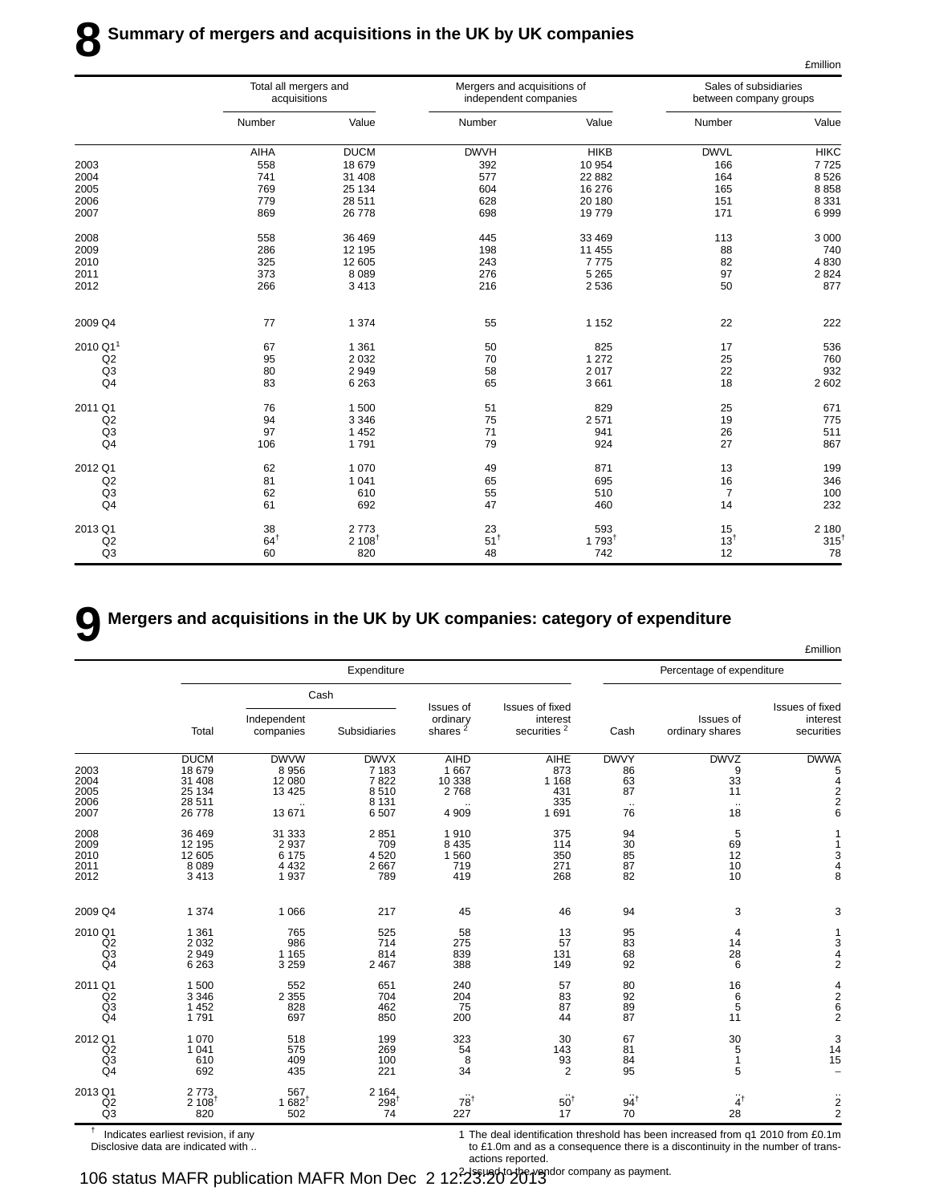# 8 Summary of mergers and acquisitions in the UK by UK companies

£million

| | Total all mergers and acquisitions | | Mergers and acquisitions of independent companies | | Sales of subsidiaries between company groups | |
|---|---|---|---|---|---|---|
| | Number | Value | Number | Value | Number | Value |
| | AIHA | DUCM | DWVH | HIKB | DWVL | HIKC |
| 2003 | 558 | 18 679 | 392 | 10 954 | 166 | 7 725 |
| 2004 | 741 | 31 408 | 577 | 22 882 | 164 | 8 526 |
| 2005 | 769 | 25 134 | 604 | 16 276 | 165 | 8 858 |
| 2006 | 779 | 28 511 | 628 | 20 180 | 151 | 8 331 |
| 2007 | 869 | 26 778 | 698 | 19 779 | 171 | 6 999 |
| 2008 | 558 | 36 469 | 445 | 33 469 | 113 | 3 000 |
| 2009 | 286 | 12 195 | 198 | 11 455 | 88 | 740 |
| 2010 | 325 | 12 605 | 243 | 7 775 | 82 | 4 830 |
| 2011 | 373 | 8 089 | 276 | 5 265 | 97 | 2 824 |
| 2012 | 266 | 3 413 | 216 | 2 536 | 50 | 877 |
| 2009 Q4 | 77 | 1 374 | 55 | 1 152 | 22 | 222 |
| 2010 Q1[1] | 67 | 1 361 | 50 | 825 | 17 | 536 |
| Q2 | 95 | 2 032 | 70 | 1 272 | 25 | 760 |
| Q3 | 80 | 2 949 | 58 | 2 017 | 22 | 932 |
| Q4 | 83 | 6 263 | 65 | 3 661 | 18 | 2 602 |
| 2011 Q1 | 76 | 1 500 | 51 | 829 | 25 | 671 |
| Q2 | 94 | 3 346 | 75 | 2 571 | 19 | 775 |
| Q3 | 97 | 1 452 | 71 | 941 | 26 | 511 |
| Q4 | 106 | 1 791 | 79 | 924 | 27 | 867 |
| 2012 Q1 | 62 | 1 070 | 49 | 871 | 13 | 199 |
| Q2 | 81 | 1 041 | 65 | 695 | 16 | 346 |
| Q3 | 62 | 610 | 55 | 510 | 7 | 100 |
| Q4 | 61 | 692 | 47 | 460 | 14 | 232 |
| 2013 Q1 | 38 | 2 773 | 23 | 593 | 15 | 2 180 |
| Q2 | 64† | 2 108† | 51† | 1 793† | 13† | 315† |
| Q3 | 60 | 820 | 48 | 742 | 12 | 78 |

# 9 Mergers and acquisitions in the UK by UK companies: category of expenditure

£million

| | Expenditure | | | | | Percentage of expenditure | | |
|---|---|---|---|---|---|---|---|---|
| | | Cash | | | | | | |
| | Total | Independent companies | Subsidiaries | Issues of ordinary shares [2] | Issues of fixed interest securities [2] | Cash | Issues of ordinary shares | Issues of fixed interest securities |
| | DUCM | DWVW | DWVX | AIHD | AIHE | DWVY | DWVZ | DWWA |
| 2003 | 18 679 | 8 956 | 7 183 | 1 667 | 873 | 86 | 9 | 5 |
| 2004 | 31 408 | 12 080 | 7 822 | 10 338 | 1 168 | 63 | 33 | 4 |
| 2005 | 25 134 | 13 425 | 8 510 | 2 768 | 431 | 87 | 11 | 2 |
| 2006 | 28 511 | .. | 8 131 | .. | 335 | .. | .. | 2 |
| 2007 | 26 778 | 13 671 | 6 507 | 4 909 | 1 691 | 76 | 18 | 6 |
| 2008 | 36 469 | 31 333 | 2 851 | 1 910 | 375 | 94 | 5 | 1 |
| 2009 | 12 195 | 2 937 | 709 | 8 435 | 114 | 30 | 69 | 1 |
| 2010 | 12 605 | 6 175 | 4 520 | 1 560 | 350 | 85 | 12 | 3 |
| 2011 | 8 089 | 4 432 | 2 667 | 719 | 271 | 87 | 10 | 4 |
| 2012 | 3 413 | 1 937 | 789 | 419 | 268 | 82 | 10 | 8 |
| 2009 Q4 | 1 374 | 1 066 | 217 | 45 | 46 | 94 | 3 | 3 |
| 2010 Q1 | 1 361 | 765 | 525 | 58 | 13 | 95 | 4 | 1 |
| Q2 | 2 032 | 986 | 714 | 275 | 57 | 83 | 14 | 3 |
| Q3 | 2 949 | 1 165 | 814 | 839 | 131 | 68 | 28 | 4 |
| Q4 | 6 263 | 3 259 | 2 467 | 388 | 149 | 92 | 6 | 2 |
| 2011 Q1 | 1 500 | 552 | 651 | 240 | 57 | 80 | 16 | 4 |
| Q2 | 3 346 | 2 355 | 704 | 204 | 83 | 92 | 6 | 2 |
| Q3 | 1 452 | 828 | 462 | 75 | 87 | 89 | 5 | 6 |
| Q4 | 1 791 | 697 | 850 | 200 | 44 | 87 | 11 | 2 |
| 2012 Q1 | 1 070 | 518 | 199 | 323 | 30 | 67 | 30 | 3 |
| Q2 | 1 041 | 575 | 269 | 54 | 143 | 81 | 5 | 14 |
| Q3 | 610 | 409 | 100 | 8 | 93 | 84 | 1 | 15 |
| Q4 | 692 | 435 | 221 | 34 | 2 | 95 | 5 | – |
| 2013 Q1 | 2 773 | 567 | 2 164 | .. | .. | .. | .. | .. |
| Q2 | 2 108† | 1 682† | 298† | 78† | 50† | 94† | 4† | 2 |
| Q3 | 820 | 502 | 74 | 227 | 17 | 70 | 28 | 2 |

† Indicates earliest revision, if any

Disclosive data are indicated with ..

1 The deal identification threshold has been increased from q1 2010 from £0.1m to £1.0m and as a consequence there is a discontinuity in the number of transactions reported.

2 Issued to the vendor company as payment.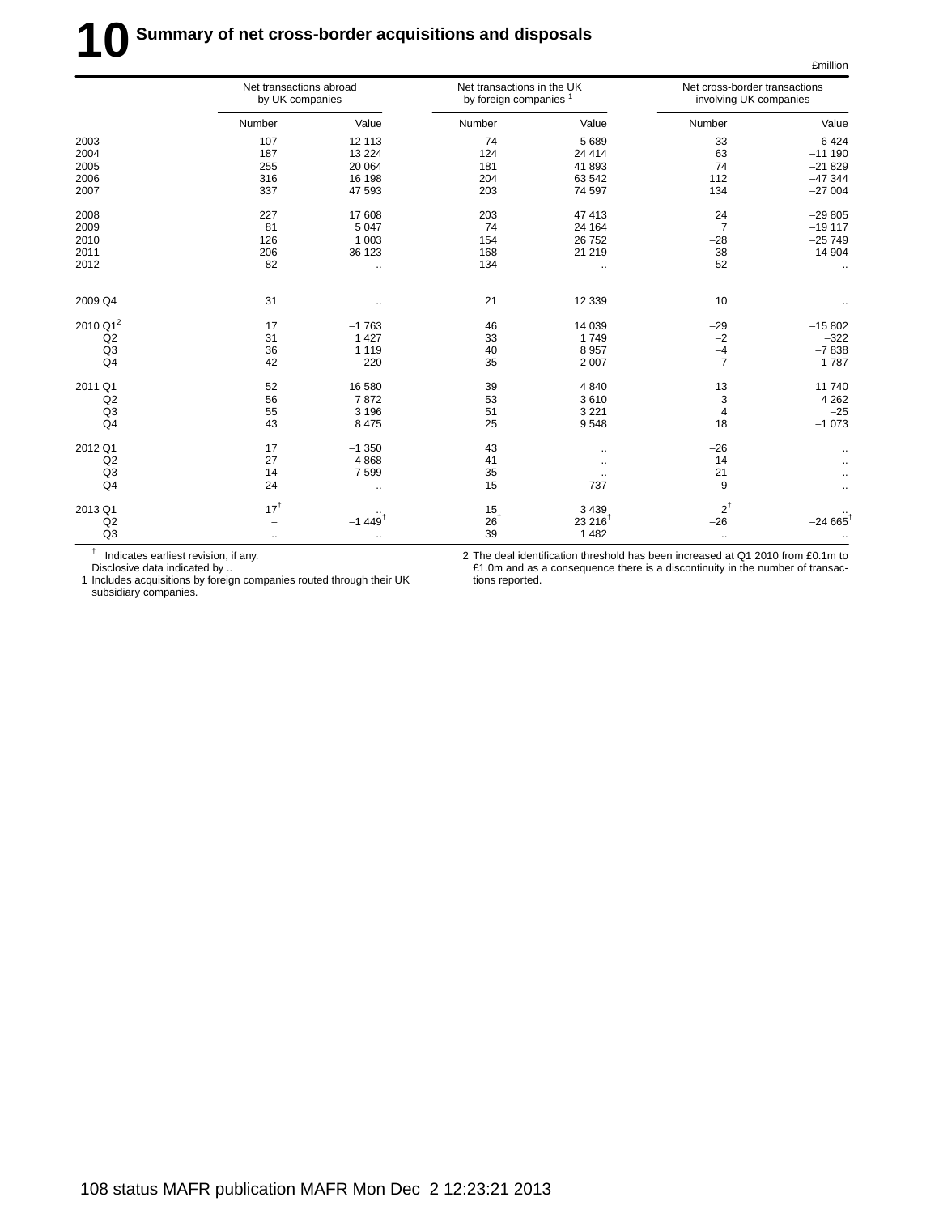# 10 Summary of net cross-border acquisitions and disposals

£million

| | Net transactions abroad by UK companies | | Net transactions in the UK by foreign companies [1] | | Net cross-border transactions involving UK companies | |
|---|---|---|---|---|---|---|
| | Number | Value | Number | Value | Number | Value |
| 2003 | 107 | 12 113 | 74 | 5 689 | 33 | 6 424 |
| 2004 | 187 | 13 224 | 124 | 24 414 | 63 | –11 190 |
| 2005 | 255 | 20 064 | 181 | 41 893 | 74 | –21 829 |
| 2006 | 316 | 16 198 | 204 | 63 542 | 112 | –47 344 |
| 2007 | 337 | 47 593 | 203 | 74 597 | 134 | –27 004 |
| 2008 | 227 | 17 608 | 203 | 47 413 | 24 | –29 805 |
| 2009 | 81 | 5 047 | 74 | 24 164 | 7 | –19 117 |
| 2010 | 126 | 1 003 | 154 | 26 752 | –28 | –25 749 |
| 2011 | 206 | 36 123 | 168 | 21 219 | 38 | 14 904 |
| 2012 | 82 | .. | 134 | .. | –52 | .. |
| 2009 Q4 | 31 | .. | 21 | 12 339 | 10 | .. |
| 2010 Q1[2] | 17 | –1 763 | 46 | 14 039 | –29 | –15 802 |
| Q2 | 31 | 1 427 | 33 | 1 749 | –2 | –322 |
| Q3 | 36 | 1 119 | 40 | 8 957 | –4 | –7 838 |
| Q4 | 42 | 220 | 35 | 2 007 | 7 | –1 787 |
| 2011 Q1 | 52 | 16 580 | 39 | 4 840 | 13 | 11 740 |
| Q2 | 56 | 7 872 | 53 | 3 610 | 3 | 4 262 |
| Q3 | 55 | 3 196 | 51 | 3 221 | 4 | –25 |
| Q4 | 43 | 8 475 | 25 | 9 548 | 18 | –1 073 |
| 2012 Q1 | 17 | –1 350 | 43 | .. | –26 | .. |
| Q2 | 27 | 4 868 | 41 | .. | –14 | .. |
| Q3 | 14 | 7 599 | 35 | .. | –21 | .. |
| Q4 | 24 | .. | 15 | 737 | 9 | .. |
| 2013 Q1 | 17 † | .. | 15 | 3 439 | 2 † | .. |
| Q2 | – | –1 449 † | 26 † | 23 216 † | –26 | –24 665 † |
| Q3 | .. | .. | 39 | 1 482 | .. | .. |

† Indicates earliest revision, if any.
Disclosive data indicated by ..

1 Includes acquisitions by foreign companies routed through their UK subsidiary companies.

2 The deal identification threshold has been increased at Q1 2010 from £0.1m to £1.0m and as a consequence there is a discontinuity in the number of transactions reported.